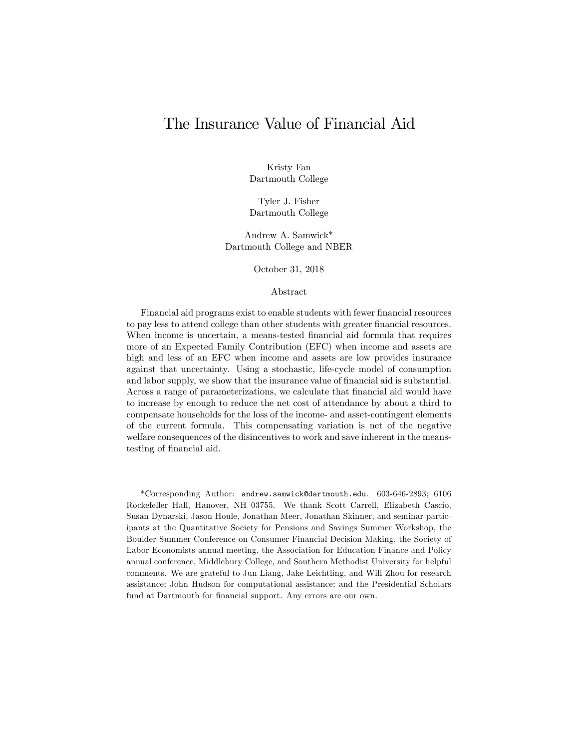# The Insurance Value of Financial Aid

Kristy Fan
Dartmouth College

Tyler J. Fisher
Dartmouth College

Andrew A. Samwick*
Dartmouth College and NBER

October 31, 2018

## Abstract

Financial aid programs exist to enable students with fewer financial resources to pay less to attend college than other students with greater financial resources. When income is uncertain, a means-tested financial aid formula that requires more of an Expected Family Contribution (EFC) when income and assets are high and less of an EFC when income and assets are low provides insurance against that uncertainty. Using a stochastic, life-cycle model of consumption and labor supply, we show that the insurance value of financial aid is substantial. Across a range of parameterizations, we calculate that financial aid would have to increase by enough to reduce the net cost of attendance by about a third to compensate households for the loss of the income- and asset-contingent elements of the current formula. This compensating variation is net of the negative welfare consequences of the disincentives to work and save inherent in the means-testing of financial aid.

*Corresponding Author: andrew.samwick@dartmouth.edu. 603-646-2893; 6106 Rockefeller Hall, Hanover, NH 03755. We thank Scott Carrell, Elizabeth Cascio, Susan Dynarski, Jason Houle, Jonathan Meer, Jonathan Skinner, and seminar participants at the Quantitative Society for Pensions and Savings Summer Workshop, the Boulder Summer Conference on Consumer Financial Decision Making, the Society of Labor Economists annual meeting, the Association for Education Finance and Policy annual conference, Middlebury College, and Southern Methodist University for helpful comments. We are grateful to Jun Liang, Jake Leichtling, and Will Zhou for research assistance; John Hudson for computational assistance; and the Presidential Scholars fund at Dartmouth for financial support. Any errors are our own.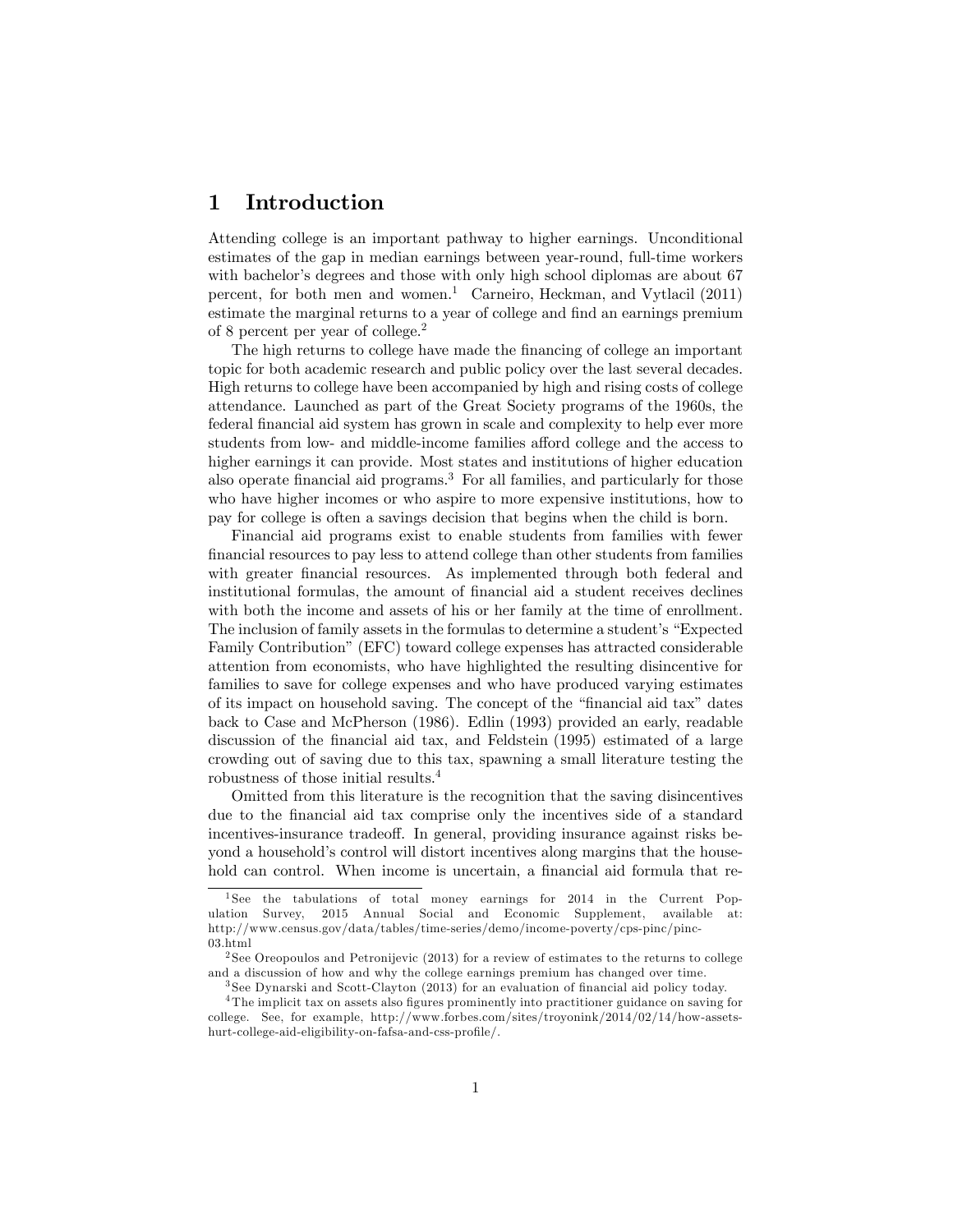# 1 Introduction

Attending college is an important pathway to higher earnings. Unconditional estimates of the gap in median earnings between year-round, full-time workers with bachelor's degrees and those with only high school diplomas are about 67 percent, for both men and women.[1] Carneiro, Heckman, and Vytlacil (2011) estimate the marginal returns to a year of college and find an earnings premium of 8 percent per year of college.[2]

The high returns to college have made the financing of college an important topic for both academic research and public policy over the last several decades. High returns to college have been accompanied by high and rising costs of college attendance. Launched as part of the Great Society programs of the 1960s, the federal financial aid system has grown in scale and complexity to help ever more students from low- and middle-income families afford college and the access to higher earnings it can provide. Most states and institutions of higher education also operate financial aid programs.[3] For all families, and particularly for those who have higher incomes or who aspire to more expensive institutions, how to pay for college is often a savings decision that begins when the child is born.

Financial aid programs exist to enable students from families with fewer financial resources to pay less to attend college than other students from families with greater financial resources. As implemented through both federal and institutional formulas, the amount of financial aid a student receives declines with both the income and assets of his or her family at the time of enrollment. The inclusion of family assets in the formulas to determine a student's "Expected Family Contribution" (EFC) toward college expenses has attracted considerable attention from economists, who have highlighted the resulting disincentive for families to save for college expenses and who have produced varying estimates of its impact on household saving. The concept of the "financial aid tax" dates back to Case and McPherson (1986). Edlin (1993) provided an early, readable discussion of the financial aid tax, and Feldstein (1995) estimated of a large crowding out of saving due to this tax, spawning a small literature testing the robustness of those initial results.[4]

Omitted from this literature is the recognition that the saving disincentives due to the financial aid tax comprise only the incentives side of a standard incentives-insurance tradeoff. In general, providing insurance against risks beyond a household's control will distort incentives along margins that the household can control. When income is uncertain, a financial aid formula that re-

---

[1] See the tabulations of total money earnings for 2014 in the Current Population Survey, 2015 Annual Social and Economic Supplement, available at: http://www.census.gov/data/tables/time-series/demo/income-poverty/cps-pinc/pinc-03.html

[2] See Oreopoulos and Petronijevic (2013) for a review of estimates to the returns to college and a discussion of how and why the college earnings premium has changed over time.

[3] See Dynarski and Scott-Clayton (2013) for an evaluation of financial aid policy today.

[4] The implicit tax on assets also figures prominently into practitioner guidance on saving for college. See, for example, http://www.forbes.com/sites/troyonink/2014/02/14/how-assets-hurt-college-aid-eligibility-on-fafsa-and-css-profile/.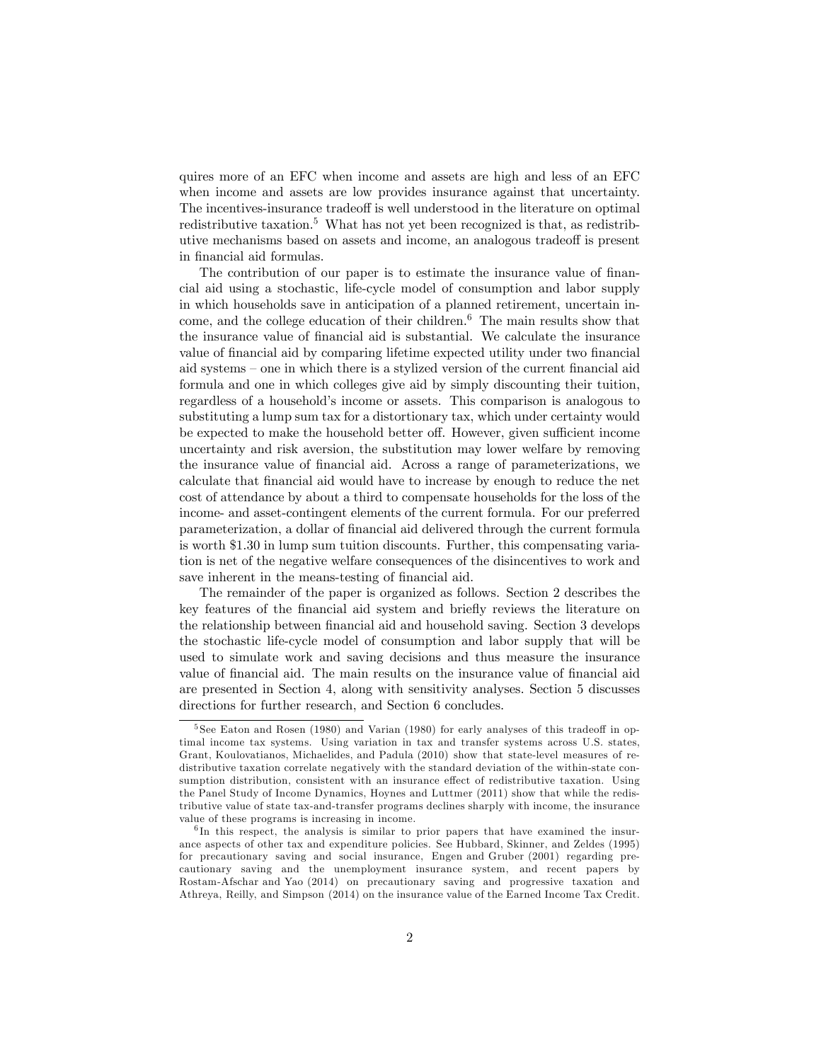quires more of an EFC when income and assets are high and less of an EFC when income and assets are low provides insurance against that uncertainty. The incentives-insurance tradeoff is well understood in the literature on optimal redistributive taxation.[5] What has not yet been recognized is that, as redistributive mechanisms based on assets and income, an analogous tradeoff is present in financial aid formulas.

The contribution of our paper is to estimate the insurance value of financial aid using a stochastic, life-cycle model of consumption and labor supply in which households save in anticipation of a planned retirement, uncertain income, and the college education of their children.[6] The main results show that the insurance value of financial aid is substantial. We calculate the insurance value of financial aid by comparing lifetime expected utility under two financial aid systems – one in which there is a stylized version of the current financial aid formula and one in which colleges give aid by simply discounting their tuition, regardless of a household's income or assets. This comparison is analogous to substituting a lump sum tax for a distortionary tax, which under certainty would be expected to make the household better off. However, given sufficient income uncertainty and risk aversion, the substitution may lower welfare by removing the insurance value of financial aid. Across a range of parameterizations, we calculate that financial aid would have to increase by enough to reduce the net cost of attendance by about a third to compensate households for the loss of the income- and asset-contingent elements of the current formula. For our preferred parameterization, a dollar of financial aid delivered through the current formula is worth \$1.30 in lump sum tuition discounts. Further, this compensating variation is net of the negative welfare consequences of the disincentives to work and save inherent in the means-testing of financial aid.

The remainder of the paper is organized as follows. Section 2 describes the key features of the financial aid system and briefly reviews the literature on the relationship between financial aid and household saving. Section 3 develops the stochastic life-cycle model of consumption and labor supply that will be used to simulate work and saving decisions and thus measure the insurance value of financial aid. The main results on the insurance value of financial aid are presented in Section 4, along with sensitivity analyses. Section 5 discusses directions for further research, and Section 6 concludes.

---

[5] See Eaton and Rosen (1980) and Varian (1980) for early analyses of this tradeoff in optimal income tax systems. Using variation in tax and transfer systems across U.S. states, Grant, Koulovatianos, Michaelides, and Padula (2010) show that state-level measures of redistributive taxation correlate negatively with the standard deviation of the within-state consumption distribution, consistent with an insurance effect of redistributive taxation. Using the Panel Study of Income Dynamics, Hoynes and Luttmer (2011) show that while the redistributive value of state tax-and-transfer programs declines sharply with income, the insurance value of these programs is increasing in income.

[6] In this respect, the analysis is similar to prior papers that have examined the insurance aspects of other tax and expenditure policies. See Hubbard, Skinner, and Zeldes (1995) for precautionary saving and social insurance, Engen and Gruber (2001) regarding precautionary saving and the unemployment insurance system, and recent papers by Rostam-Afschar and Yao (2014) on precautionary saving and progressive taxation and Athreya, Reilly, and Simpson (2014) on the insurance value of the Earned Income Tax Credit.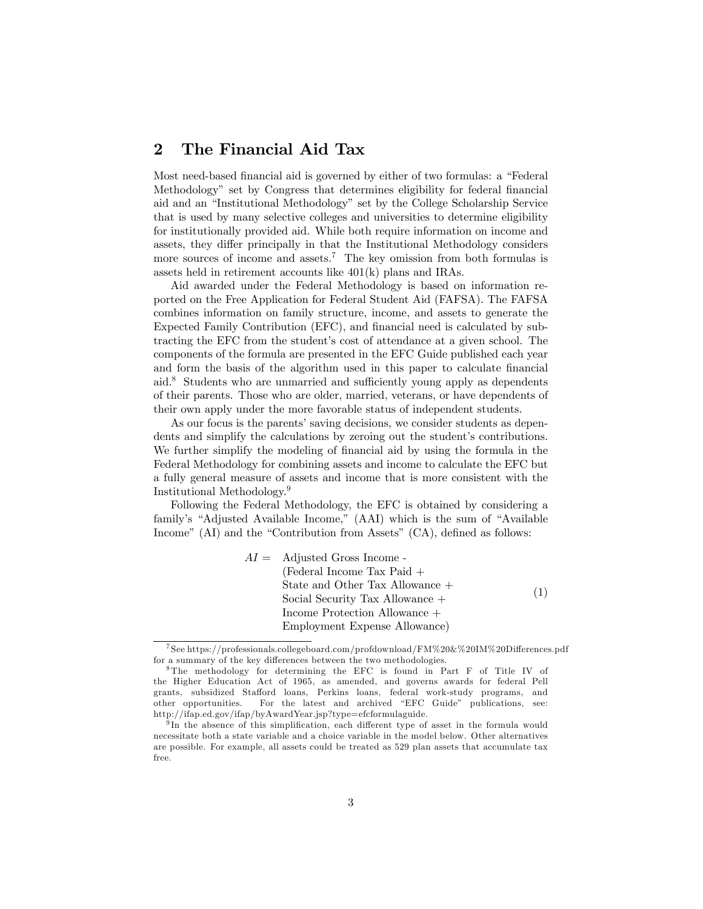## 2 The Financial Aid Tax

Most need-based financial aid is governed by either of two formulas: a "Federal Methodology" set by Congress that determines eligibility for federal financial aid and an "Institutional Methodology" set by the College Scholarship Service that is used by many selective colleges and universities to determine eligibility for institutionally provided aid. While both require information on income and assets, they differ principally in that the Institutional Methodology considers more sources of income and assets.[7] The key omission from both formulas is assets held in retirement accounts like 401(k) plans and IRAs.

Aid awarded under the Federal Methodology is based on information reported on the Free Application for Federal Student Aid (FAFSA). The FAFSA combines information on family structure, income, and assets to generate the Expected Family Contribution (EFC), and financial need is calculated by subtracting the EFC from the student's cost of attendance at a given school. The components of the formula are presented in the EFC Guide published each year and form the basis of the algorithm used in this paper to calculate financial aid.[8] Students who are unmarried and sufficiently young apply as dependents of their parents. Those who are older, married, veterans, or have dependents of their own apply under the more favorable status of independent students.

As our focus is the parents' saving decisions, we consider students as dependents and simplify the calculations by zeroing out the student's contributions. We further simplify the modeling of financial aid by using the formula in the Federal Methodology for combining assets and income to calculate the EFC but a fully general measure of assets and income that is more consistent with the Institutional Methodology.[9]

Following the Federal Methodology, the EFC is obtained by considering a family's "Adjusted Available Income," (AAI) which is the sum of "Available Income" (AI) and the "Contribution from Assets" (CA), defined as follows:

$$
\begin{aligned}
AI = \; & \text{Adjusted Gross Income -} \\
& \text{(Federal Income Tax Paid +} \\
& \text{State and Other Tax Allowance +} \\
& \text{Social Security Tax Allowance +} \\
& \text{Income Protection Allowance +} \\
& \text{Employment Expense Allowance)}
\end{aligned}
\tag{1}
$$

[7] See https://professionals.collegeboard.com/profdownload/FM%20&%20IM%20Differences.pdf for a summary of the key differences between the two methodologies.

[8] The methodology for determining the EFC is found in Part F of Title IV of the Higher Education Act of 1965, as amended, and governs awards for federal Pell grants, subsidized Stafford loans, Perkins loans, federal work-study programs, and other opportunities. For the latest and archived "EFC Guide" publications, see: http://ifap.ed.gov/ifap/byAwardYear.jsp?type=efcformulaguide.

[9] In the absence of this simplification, each different type of asset in the formula would necessitate both a state variable and a choice variable in the model below. Other alternatives are possible. For example, all assets could be treated as 529 plan assets that accumulate tax free.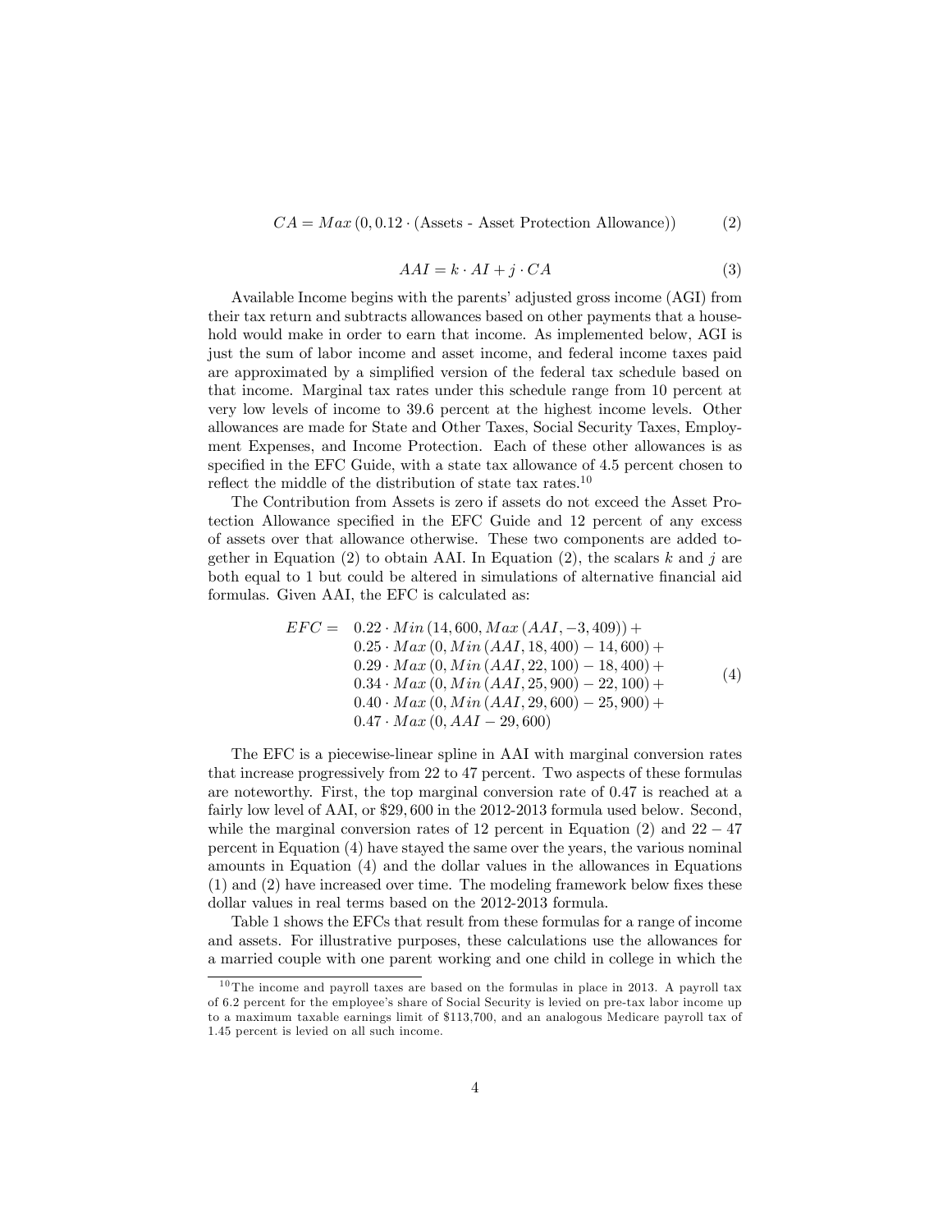$$CA = Max\left(0, 0.12 \cdot (\text{Assets - Asset Protection Allowance})\right) \tag{2}$$

$$AAI = k \cdot AI + j \cdot CA \tag{3}$$

Available Income begins with the parents' adjusted gross income (AGI) from their tax return and subtracts allowances based on other payments that a household would make in order to earn that income. As implemented below, AGI is just the sum of labor income and asset income, and federal income taxes paid are approximated by a simplified version of the federal tax schedule based on that income. Marginal tax rates under this schedule range from 10 percent at very low levels of income to 39.6 percent at the highest income levels. Other allowances are made for State and Other Taxes, Social Security Taxes, Employment Expenses, and Income Protection. Each of these other allowances is as specified in the EFC Guide, with a state tax allowance of 4.5 percent chosen to reflect the middle of the distribution of state tax rates.[10]

The Contribution from Assets is zero if assets do not exceed the Asset Protection Allowance specified in the EFC Guide and 12 percent of any excess of assets over that allowance otherwise. These two components are added together in Equation (2) to obtain AAI. In Equation (2), the scalars $k$ and $j$ are both equal to 1 but could be altered in simulations of alternative financial aid formulas. Given AAI, the EFC is calculated as:

$$\begin{aligned}
EFC = \quad & 0.22 \cdot Min\left(14,600, Max\left(AAI, -3,409\right)\right) + \\
& 0.25 \cdot Max\left(0, Min\left(AAI, 18,400\right) - 14,600\right) + \\
& 0.29 \cdot Max\left(0, Min\left(AAI, 22,100\right) - 18,400\right) + \\
& 0.34 \cdot Max\left(0, Min\left(AAI, 25,900\right) - 22,100\right) + \\
& 0.40 \cdot Max\left(0, Min\left(AAI, 29,600\right) - 25,900\right) + \\
& 0.47 \cdot Max\left(0, AAI - 29,600\right)
\end{aligned} \tag{4}$$

The EFC is a piecewise-linear spline in AAI with marginal conversion rates that increase progressively from 22 to 47 percent. Two aspects of these formulas are noteworthy. First, the top marginal conversion rate of 0.47 is reached at a fairly low level of AAI, or \$29,600 in the 2012-2013 formula used below. Second, while the marginal conversion rates of 12 percent in Equation (2) and $22-47$ percent in Equation (4) have stayed the same over the years, the various nominal amounts in Equation (4) and the dollar values in the allowances in Equations (1) and (2) have increased over time. The modeling framework below fixes these dollar values in real terms based on the 2012-2013 formula.

Table 1 shows the EFCs that result from these formulas for a range of income and assets. For illustrative purposes, these calculations use the allowances for a married couple with one parent working and one child in college in which the

[10] The income and payroll taxes are based on the formulas in place in 2013. A payroll tax of 6.2 percent for the employee's share of Social Security is levied on pre-tax labor income up to a maximum taxable earnings limit of \$113,700, and an analogous Medicare payroll tax of 1.45 percent is levied on all such income.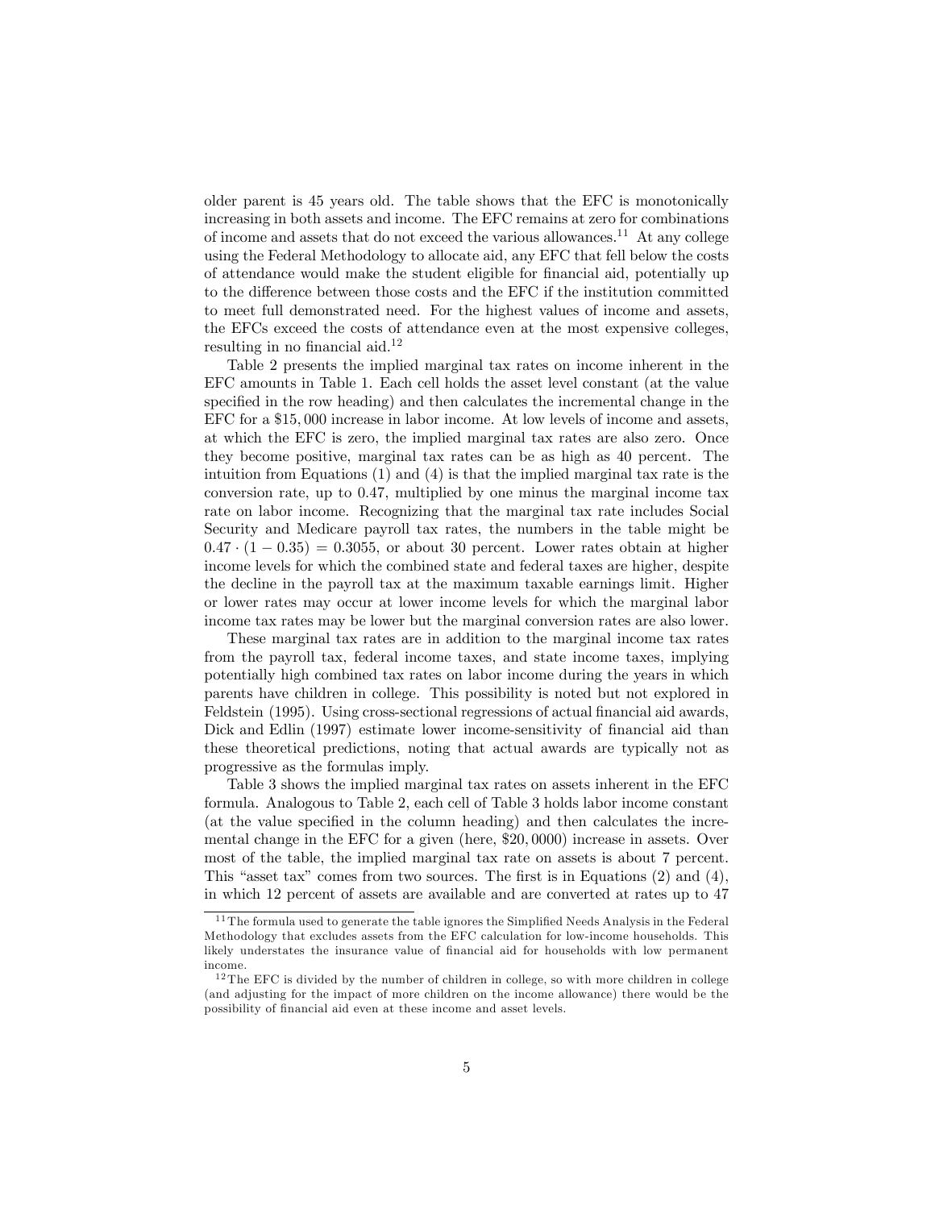older parent is 45 years old. The table shows that the EFC is monotonically increasing in both assets and income. The EFC remains at zero for combinations of income and assets that do not exceed the various allowances.[11] At any college using the Federal Methodology to allocate aid, any EFC that fell below the costs of attendance would make the student eligible for financial aid, potentially up to the difference between those costs and the EFC if the institution committed to meet full demonstrated need. For the highest values of income and assets, the EFCs exceed the costs of attendance even at the most expensive colleges, resulting in no financial aid.[12]

Table 2 presents the implied marginal tax rates on income inherent in the EFC amounts in Table 1. Each cell holds the asset level constant (at the value specified in the row heading) and then calculates the incremental change in the EFC for a \$15,000 increase in labor income. At low levels of income and assets, at which the EFC is zero, the implied marginal tax rates are also zero. Once they become positive, marginal tax rates can be as high as 40 percent. The intuition from Equations (1) and (4) is that the implied marginal tax rate is the conversion rate, up to 0.47, multiplied by one minus the marginal income tax rate on labor income. Recognizing that the marginal tax rate includes Social Security and Medicare payroll tax rates, the numbers in the table might be $0.47 \cdot (1 - 0.35) = 0.3055$, or about 30 percent. Lower rates obtain at higher income levels for which the combined state and federal taxes are higher, despite the decline in the payroll tax at the maximum taxable earnings limit. Higher or lower rates may occur at lower income levels for which the marginal labor income tax rates may be lower but the marginal conversion rates are also lower.

These marginal tax rates are in addition to the marginal income tax rates from the payroll tax, federal income taxes, and state income taxes, implying potentially high combined tax rates on labor income during the years in which parents have children in college. This possibility is noted but not explored in Feldstein (1995). Using cross-sectional regressions of actual financial aid awards, Dick and Edlin (1997) estimate lower income-sensitivity of financial aid than these theoretical predictions, noting that actual awards are typically not as progressive as the formulas imply.

Table 3 shows the implied marginal tax rates on assets inherent in the EFC formula. Analogous to Table 2, each cell of Table 3 holds labor income constant (at the value specified in the column heading) and then calculates the incremental change in the EFC for a given (here, \$20,0000) increase in assets. Over most of the table, the implied marginal tax rate on assets is about 7 percent. This "asset tax" comes from two sources. The first is in Equations (2) and (4), in which 12 percent of assets are available and are converted at rates up to 47

[11] The formula used to generate the table ignores the Simplified Needs Analysis in the Federal Methodology that excludes assets from the EFC calculation for low-income households. This likely understates the insurance value of financial aid for households with low permanent income.

[12] The EFC is divided by the number of children in college, so with more children in college (and adjusting for the impact of more children on the income allowance) there would be the possibility of financial aid even at these income and asset levels.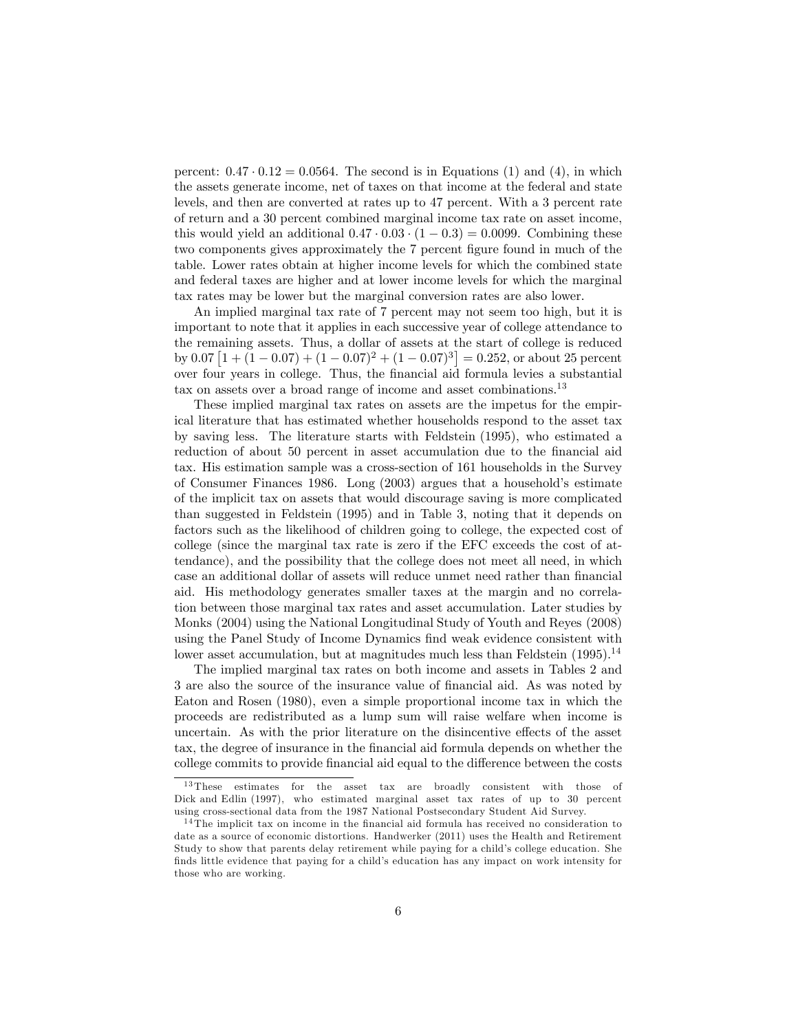percent: $0.47 \cdot 0.12 = 0.0564$. The second is in Equations (1) and (4), in which the assets generate income, net of taxes on that income at the federal and state levels, and then are converted at rates up to 47 percent. With a 3 percent rate of return and a 30 percent combined marginal income tax rate on asset income, this would yield an additional $0.47 \cdot 0.03 \cdot (1 - 0.3) = 0.0099$. Combining these two components gives approximately the 7 percent figure found in much of the table. Lower rates obtain at higher income levels for which the combined state and federal taxes are higher and at lower income levels for which the marginal tax rates may be lower but the marginal conversion rates are also lower.

An implied marginal tax rate of 7 percent may not seem too high, but it is important to note that it applies in each successive year of college attendance to the remaining assets. Thus, a dollar of assets at the start of college is reduced by $0.07 \left[1 + (1 - 0.07) + (1 - 0.07)^2 + (1 - 0.07)^3\right] = 0.252$, or about 25 percent over four years in college. Thus, the financial aid formula levies a substantial tax on assets over a broad range of income and asset combinations.[13]

These implied marginal tax rates on assets are the impetus for the empirical literature that has estimated whether households respond to the asset tax by saving less. The literature starts with Feldstein (1995), who estimated a reduction of about 50 percent in asset accumulation due to the financial aid tax. His estimation sample was a cross-section of 161 households in the Survey of Consumer Finances 1986. Long (2003) argues that a household's estimate of the implicit tax on assets that would discourage saving is more complicated than suggested in Feldstein (1995) and in Table 3, noting that it depends on factors such as the likelihood of children going to college, the expected cost of college (since the marginal tax rate is zero if the EFC exceeds the cost of attendance), and the possibility that the college does not meet all need, in which case an additional dollar of assets will reduce unmet need rather than financial aid. His methodology generates smaller taxes at the margin and no correlation between those marginal tax rates and asset accumulation. Later studies by Monks (2004) using the National Longitudinal Study of Youth and Reyes (2008) using the Panel Study of Income Dynamics find weak evidence consistent with lower asset accumulation, but at magnitudes much less than Feldstein (1995).[14]

The implied marginal tax rates on both income and assets in Tables 2 and 3 are also the source of the insurance value of financial aid. As was noted by Eaton and Rosen (1980), even a simple proportional income tax in which the proceeds are redistributed as a lump sum will raise welfare when income is uncertain. As with the prior literature on the disincentive effects of the asset tax, the degree of insurance in the financial aid formula depends on whether the college commits to provide financial aid equal to the difference between the costs

---

[13] These estimates for the asset tax are broadly consistent with those of Dick and Edlin (1997), who estimated marginal asset tax rates of up to 30 percent using cross-sectional data from the 1987 National Postsecondary Student Aid Survey.

[14] The implicit tax on income in the financial aid formula has received no consideration to date as a source of economic distortions. Handwerker (2011) uses the Health and Retirement Study to show that parents delay retirement while paying for a child's college education. She finds little evidence that paying for a child's education has any impact on work intensity for those who are working.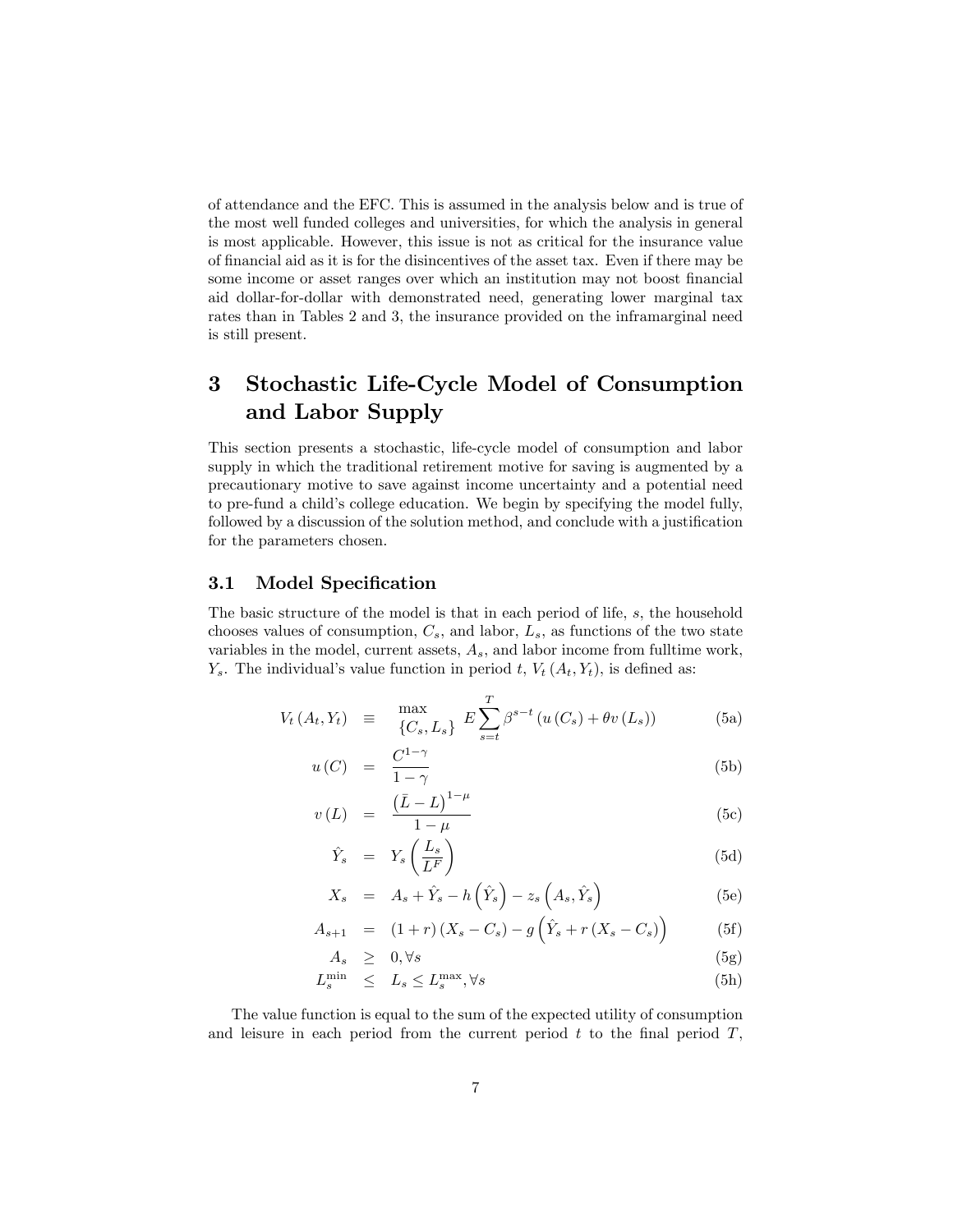of attendance and the EFC. This is assumed in the analysis below and is true of the most well funded colleges and universities, for which the analysis in general is most applicable. However, this issue is not as critical for the insurance value of financial aid as it is for the disincentives of the asset tax. Even if there may be some income or asset ranges over which an institution may not boost financial aid dollar-for-dollar with demonstrated need, generating lower marginal tax rates than in Tables 2 and 3, the insurance provided on the inframarginal need is still present.

# 3 Stochastic Life-Cycle Model of Consumption and Labor Supply

This section presents a stochastic, life-cycle model of consumption and labor supply in which the traditional retirement motive for saving is augmented by a precautionary motive to save against income uncertainty and a potential need to pre-fund a child's college education. We begin by specifying the model fully, followed by a discussion of the solution method, and conclude with a justification for the parameters chosen.

## 3.1 Model Specification

The basic structure of the model is that in each period of life, $s$, the household chooses values of consumption, $C_s$, and labor, $L_s$, as functions of the two state variables in the model, current assets, $A_s$, and labor income from fulltime work, $Y_s$. The individual's value function in period $t$, $V_t(A_t, Y_t)$, is defined as:

$$V_t(A_t, Y_t) \equiv \max_{\{C_s, L_s\}} E \sum_{s=t}^{T} \beta^{s-t} \left( u(C_s) + \theta v(L_s) \right) \tag{5a}$$

$$u(C) = \frac{C^{1-\gamma}}{1-\gamma} \tag{5b}$$

$$v(L) = \frac{\left(\bar{L} - L\right)^{1-\mu}}{1-\mu} \tag{5c}$$

$$\hat{Y}_s = Y_s \left( \frac{L_s}{L^F} \right) \tag{5d}$$

$$X_s = A_s + \hat{Y}_s - h\left(\hat{Y}_s\right) - z_s\left(A_s, \hat{Y}_s\right) \tag{5e}$$

$$A_{s+1} = (1+r)(X_s - C_s) - g\left(\hat{Y}_s + r(X_s - C_s)\right) \tag{5f}$$

$$A_s \geq 0, \forall s \tag{5g}$$

$$L_s^{\min} \leq L_s \leq L_s^{\max}, \forall s \tag{5h}$$

The value function is equal to the sum of the expected utility of consumption and leisure in each period from the current period $t$ to the final period $T$,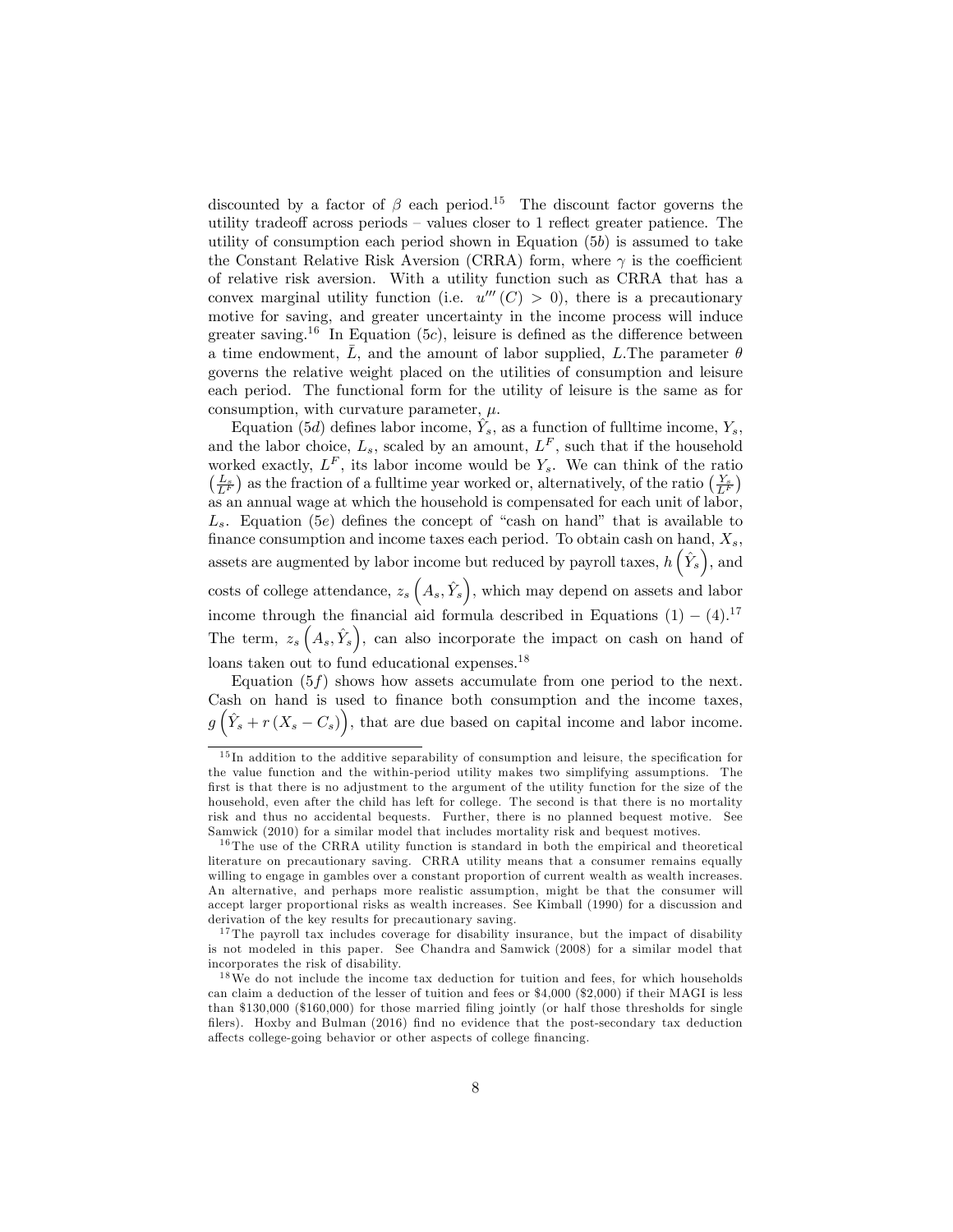discounted by a factor of $\beta$ each period.[15] The discount factor governs the utility tradeoff across periods – values closer to 1 reflect greater patience. The utility of consumption each period shown in Equation ($5b$) is assumed to take the Constant Relative Risk Aversion (CRRA) form, where $\gamma$ is the coefficient of relative risk aversion. With a utility function such as CRRA that has a convex marginal utility function (i.e. $u'''(C) > 0$), there is a precautionary motive for saving, and greater uncertainty in the income process will induce greater saving.[16] In Equation ($5c$), leisure is defined as the difference between a time endowment, $\bar{L}$, and the amount of labor supplied, $L$.The parameter $\theta$ governs the relative weight placed on the utilities of consumption and leisure each period. The functional form for the utility of leisure is the same as for consumption, with curvature parameter, $\mu$.

Equation ($5d$) defines labor income, $\hat{Y}_s$, as a function of fulltime income, $Y_s$, and the labor choice, $L_s$, scaled by an amount, $L^F$, such that if the household worked exactly, $L^F$, its labor income would be $Y_s$. We can think of the ratio $\left(\frac{L_s}{L^F}\right)$ as the fraction of a fulltime year worked or, alternatively, of the ratio $\left(\frac{Y_s}{L^F}\right)$ as an annual wage at which the household is compensated for each unit of labor, $L_s$. Equation ($5e$) defines the concept of "cash on hand" that is available to finance consumption and income taxes each period. To obtain cash on hand, $X_s$, assets are augmented by labor income but reduced by payroll taxes, $h\left(\hat{Y}_s\right)$, and costs of college attendance, $z_s\left(A_s, \hat{Y}_s\right)$, which may depend on assets and labor income through the financial aid formula described in Equations (1) – (4).[17] The term, $z_s\left(A_s, \hat{Y}_s\right)$, can also incorporate the impact on cash on hand of loans taken out to fund educational expenses.[18]

Equation ($5f$) shows how assets accumulate from one period to the next. Cash on hand is used to finance both consumption and the income taxes, $g\left(\hat{Y}_s + r\left(X_s - C_s\right)\right)$, that are due based on capital income and labor income.

[15] In addition to the additive separability of consumption and leisure, the specification for the value function and the within-period utility makes two simplifying assumptions. The first is that there is no adjustment to the argument of the utility function for the size of the household, even after the child has left for college. The second is that there is no mortality risk and thus no accidental bequests. Further, there is no planned bequest motive. See Samwick (2010) for a similar model that includes mortality risk and bequest motives.

[16] The use of the CRRA utility function is standard in both the empirical and theoretical literature on precautionary saving. CRRA utility means that a consumer remains equally willing to engage in gambles over a constant proportion of current wealth as wealth increases. An alternative, and perhaps more realistic assumption, might be that the consumer will accept larger proportional risks as wealth increases. See Kimball (1990) for a discussion and derivation of the key results for precautionary saving.

[17] The payroll tax includes coverage for disability insurance, but the impact of disability is not modeled in this paper. See Chandra and Samwick (2008) for a similar model that incorporates the risk of disability.

[18] We do not include the income tax deduction for tuition and fees, for which households can claim a deduction of the lesser of tuition and fees or \$4,000 (\$2,000) if their MAGI is less than \$130,000 (\$160,000) for those married filing jointly (or half those thresholds for single filers). Hoxby and Bulman (2016) find no evidence that the post-secondary tax deduction affects college-going behavior or other aspects of college financing.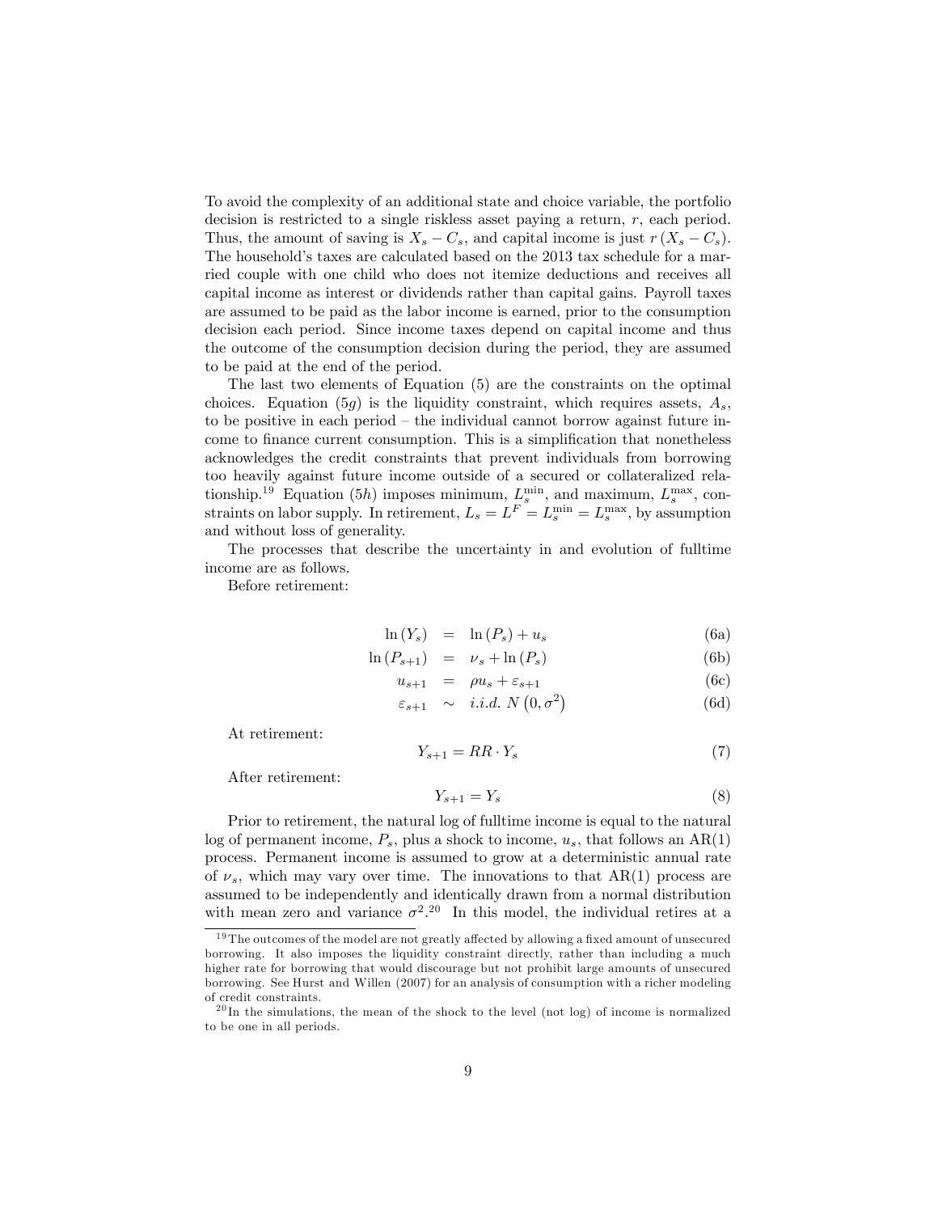To avoid the complexity of an additional state and choice variable, the portfolio decision is restricted to a single riskless asset paying a return, $r$, each period. Thus, the amount of saving is $X_s - C_s$, and capital income is just $r(X_s - C_s)$. The household's taxes are calculated based on the 2013 tax schedule for a married couple with one child who does not itemize deductions and receives all capital income as interest or dividends rather than capital gains. Payroll taxes are assumed to be paid as the labor income is earned, prior to the consumption decision each period. Since income taxes depend on capital income and thus the outcome of the consumption decision during the period, they are assumed to be paid at the end of the period.

The last two elements of Equation (5) are the constraints on the optimal choices. Equation (5$g$) is the liquidity constraint, which requires assets, $A_s$, to be positive in each period – the individual cannot borrow against future income to finance current consumption. This is a simplification that nonetheless acknowledges the credit constraints that prevent individuals from borrowing too heavily against future income outside of a secured or collateralized relationship.[19] Equation (5$h$) imposes minimum, $L_s^{\min}$, and maximum, $L_s^{\max}$, constraints on labor supply. In retirement, $L_s = L^F = L_s^{\min} = L_s^{\max}$, by assumption and without loss of generality.

The processes that describe the uncertainty in and evolution of fulltime income are as follows.

Before retirement:

$$\ln(Y_s) = \ln(P_s) + u_s \tag{6a}$$

$$\ln(P_{s+1}) = \nu_s + \ln(P_s) \tag{6b}$$

$$u_{s+1} = \rho u_s + \varepsilon_{s+1} \tag{6c}$$

$$\varepsilon_{s+1} \sim i.i.d.\ N\left(0, \sigma^2\right) \tag{6d}$$

At retirement:

$$Y_{s+1} = RR \cdot Y_s \tag{7}$$

After retirement:

$$Y_{s+1} = Y_s \tag{8}$$

Prior to retirement, the natural log of fulltime income is equal to the natural log of permanent income, $P_s$, plus a shock to income, $u_s$, that follows an AR(1) process. Permanent income is assumed to grow at a deterministic annual rate of $\nu_s$, which may vary over time. The innovations to that AR(1) process are assumed to be independently and identically drawn from a normal distribution with mean zero and variance $\sigma^2$.[20] In this model, the individual retires at a

[19] The outcomes of the model are not greatly affected by allowing a fixed amount of unsecured borrowing. It also imposes the liquidity constraint directly, rather than including a much higher rate for borrowing that would discourage but not prohibit large amounts of unsecured borrowing. See Hurst and Willen (2007) for an analysis of consumption with a richer modeling of credit constraints.

[20] In the simulations, the mean of the shock to the level (not log) of income is normalized to be one in all periods.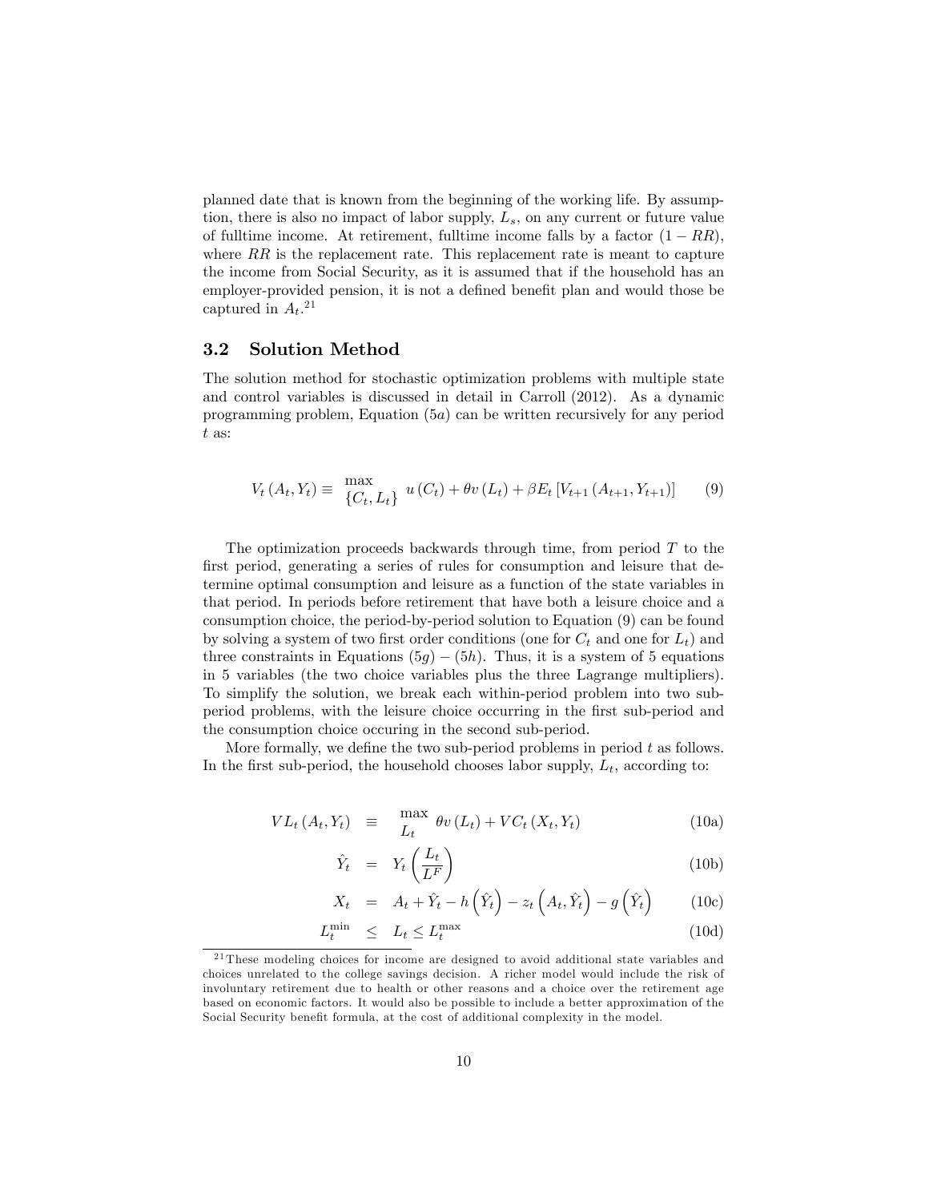planned date that is known from the beginning of the working life. By assumption, there is also no impact of labor supply, $L_s$, on any current or future value of fulltime income. At retirement, fulltime income falls by a factor $(1 - RR)$, where $RR$ is the replacement rate. This replacement rate is meant to capture the income from Social Security, as it is assumed that if the household has an employer-provided pension, it is not a defined benefit plan and would those be captured in $A_t$.[21]

### 3.2 Solution Method

The solution method for stochastic optimization problems with multiple state and control variables is discussed in detail in Carroll (2012). As a dynamic programming problem, Equation (5$a$) can be written recursively for any period $t$ as:

$$V_t(A_t, Y_t) \equiv \max_{\{C_t, L_t\}} u(C_t) + \theta v(L_t) + \beta E_t[V_{t+1}(A_{t+1}, Y_{t+1})] \tag{9}$$

The optimization proceeds backwards through time, from period $T$ to the first period, generating a series of rules for consumption and leisure that determine optimal consumption and leisure as a function of the state variables in that period. In periods before retirement that have both a leisure choice and a consumption choice, the period-by-period solution to Equation (9) can be found by solving a system of two first order conditions (one for $C_t$ and one for $L_t$) and three constraints in Equations $(5g) - (5h)$. Thus, it is a system of 5 equations in 5 variables (the two choice variables plus the three Lagrange multipliers). To simplify the solution, we break each within-period problem into two sub-period problems, with the leisure choice occurring in the first sub-period and the consumption choice occuring in the second sub-period.

More formally, we define the two sub-period problems in period $t$ as follows. In the first sub-period, the household chooses labor supply, $L_t$, according to:

$$VL_t(A_t, Y_t) \equiv \max_{L_t} \theta v(L_t) + VC_t(X_t, Y_t) \tag{10a}$$

$$\hat{Y}_t = Y_t\left(\frac{L_t}{L^F}\right) \tag{10b}$$

$$X_t = A_t + \hat{Y}_t - h\left(\hat{Y}_t\right) - z_t\left(A_t, \hat{Y}_t\right) - g\left(\hat{Y}_t\right) \tag{10c}$$

$$L_t^{\min} \leq L_t \leq L_t^{\max} \tag{10d}$$

[21] These modeling choices for income are designed to avoid additional state variables and choices unrelated to the college savings decision. A richer model would include the risk of involuntary retirement due to health or other reasons and a choice over the retirement age based on economic factors. It would also be possible to include a better approximation of the Social Security benefit formula, at the cost of additional complexity in the model.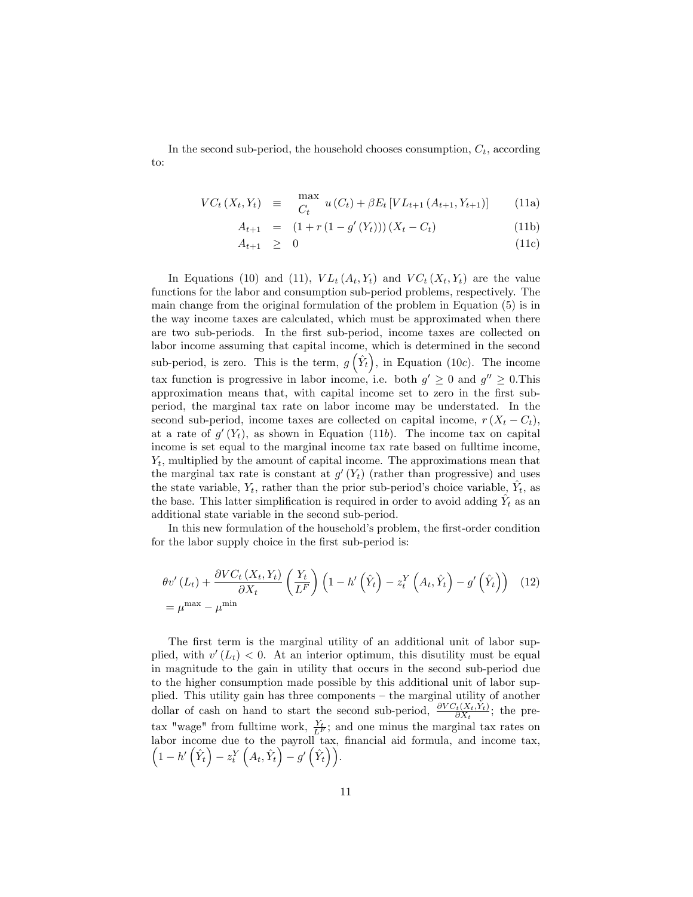In the second sub-period, the household chooses consumption, $C_t$, according to:

$$
\begin{aligned}
VC_t\left(X_t, Y_t\right) &\equiv \max_{C_t} \; u\left(C_t\right) + \beta E_t\left[VL_{t+1}\left(A_{t+1}, Y_{t+1}\right)\right] && \text{(11a)} \\
A_{t+1} &= \left(1 + r\left(1 - g'\left(Y_t\right)\right)\right)\left(X_t - C_t\right) && \text{(11b)} \\
A_{t+1} &\geq 0 && \text{(11c)}
\end{aligned}
$$

In Equations (10) and (11), $VL_t\left(A_t, Y_t\right)$ and $VC_t\left(X_t, Y_t\right)$ are the value functions for the labor and consumption sub-period problems, respectively. The main change from the original formulation of the problem in Equation (5) is in the way income taxes are calculated, which must be approximated when there are two sub-periods. In the first sub-period, income taxes are collected on labor income assuming that capital income, which is determined in the second sub-period, is zero. This is the term, $g\left(\hat{Y}_t\right)$, in Equation (10*c*). The income tax function is progressive in labor income, i.e. both $g' \geq 0$ and $g'' \geq 0$.This approximation means that, with capital income set to zero in the first sub-period, the marginal tax rate on labor income may be understated. In the second sub-period, income taxes are collected on capital income, $r\left(X_t - C_t\right)$, at a rate of $g'\left(Y_t\right)$, as shown in Equation (11*b*). The income tax on capital income is set equal to the marginal income tax rate based on fulltime income, $Y_t$, multiplied by the amount of capital income. The approximations mean that the marginal tax rate is constant at $g'\left(Y_t\right)$ (rather than progressive) and uses the state variable, $Y_t$, rather than the prior sub-period's choice variable, $\hat{Y}_t$, as the base. This latter simplification is required in order to avoid adding $\hat{Y}_t$ as an additional state variable in the second sub-period.

In this new formulation of the household's problem, the first-order condition for the labor supply choice in the first sub-period is:

$$
\begin{aligned}
&\theta v'\left(L_t\right) + \frac{\partial VC_t\left(X_t, Y_t\right)}{\partial X_t}\left(\frac{Y_t}{L^F}\right)\left(1 - h'\left(\hat{Y}_t\right) - z_t^Y\left(A_t, \hat{Y}_t\right) - g'\left(\hat{Y}_t\right)\right) \quad (12) \\
&= \mu^{\max} - \mu^{\min}
\end{aligned}
$$

The first term is the marginal utility of an additional unit of labor supplied, with $v'\left(L_t\right) < 0$. At an interior optimum, this disutility must be equal in magnitude to the gain in utility that occurs in the second sub-period due to the higher consumption made possible by this additional unit of labor supplied. This utility gain has three components – the marginal utility of another dollar of cash on hand to start the second sub-period, $\frac{\partial VC_t(X_t, Y_t)}{\partial X_t}$; the pre-tax "wage" from fulltime work, $\frac{Y_t}{L^F}$; and one minus the marginal tax rates on labor income due to the payroll tax, financial aid formula, and income tax, $\left(1 - h'\left(\hat{Y}_t\right) - z_t^Y\left(A_t, \hat{Y}_t\right) - g'\left(\hat{Y}_t\right)\right)$.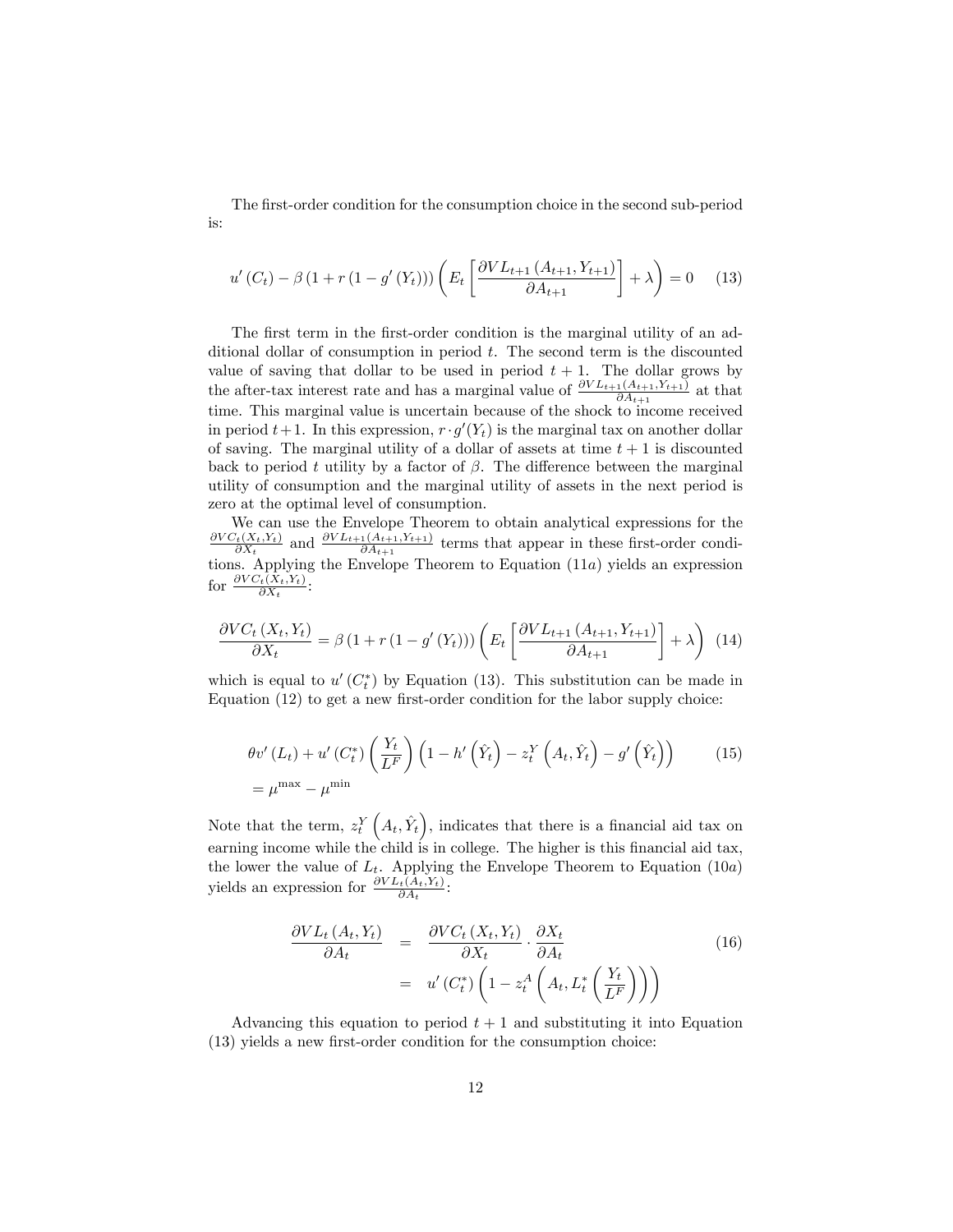The first-order condition for the consumption choice in the second sub-period is:

$$u'(C_t) - \beta\left(1 + r\left(1 - g'(Y_t)\right)\right)\left(E_t\left[\frac{\partial VL_{t+1}(A_{t+1}, Y_{t+1})}{\partial A_{t+1}}\right] + \lambda\right) = 0 \tag{13}$$

The first term in the first-order condition is the marginal utility of an additional dollar of consumption in period $t$. The second term is the discounted value of saving that dollar to be used in period $t+1$. The dollar grows by the after-tax interest rate and has a marginal value of $\frac{\partial VL_{t+1}(A_{t+1}, Y_{t+1})}{\partial A_{t+1}}$ at that time. This marginal value is uncertain because of the shock to income received in period $t+1$. In this expression, $r \cdot g'(Y_t)$ is the marginal tax on another dollar of saving. The marginal utility of a dollar of assets at time $t+1$ is discounted back to period $t$ utility by a factor of $\beta$. The difference between the marginal utility of consumption and the marginal utility of assets in the next period is zero at the optimal level of consumption.

We can use the Envelope Theorem to obtain analytical expressions for the $\frac{\partial VC_t(X_t, Y_t)}{\partial X_t}$ and $\frac{\partial VL_{t+1}(A_{t+1}, Y_{t+1})}{\partial A_{t+1}}$ terms that appear in these first-order conditions. Applying the Envelope Theorem to Equation $(11a)$ yields an expression for $\frac{\partial VC_t(X_t, Y_t)}{\partial X_t}$:

$$\frac{\partial VC_t(X_t, Y_t)}{\partial X_t} = \beta\left(1 + r\left(1 - g'(Y_t)\right)\right)\left(E_t\left[\frac{\partial VL_{t+1}(A_{t+1}, Y_{t+1})}{\partial A_{t+1}}\right] + \lambda\right) \tag{14}$$

which is equal to $u'(C_t^*)$ by Equation (13). This substitution can be made in Equation (12) to get a new first-order condition for the labor supply choice:

$$\begin{aligned}
&\theta v'(L_t) + u'(C_t^*)\left(\frac{Y_t}{L^F}\right)\left(1 - h'\left(\hat{Y}_t\right) - z_t^Y\left(A_t, \hat{Y}_t\right) - g'\left(\hat{Y}_t\right)\right) \\
&= \mu^{\max} - \mu^{\min}
\end{aligned} \tag{15}$$

Note that the term, $z_t^Y\left(A_t, \hat{Y}_t\right)$, indicates that there is a financial aid tax on earning income while the child is in college. The higher is this financial aid tax, the lower the value of $L_t$. Applying the Envelope Theorem to Equation $(10a)$ yields an expression for $\frac{\partial VL_t(A_t, Y_t)}{\partial A_t}$:

$$\begin{aligned}
\frac{\partial VL_t(A_t, Y_t)}{\partial A_t} &= \frac{\partial VC_t(X_t, Y_t)}{\partial X_t} \cdot \frac{\partial X_t}{\partial A_t} \\
&= u'(C_t^*)\left(1 - z_t^A\left(A_t, L_t^*\left(\frac{Y_t}{L^F}\right)\right)\right)
\end{aligned} \tag{16}$$

Advancing this equation to period $t+1$ and substituting it into Equation (13) yields a new first-order condition for the consumption choice: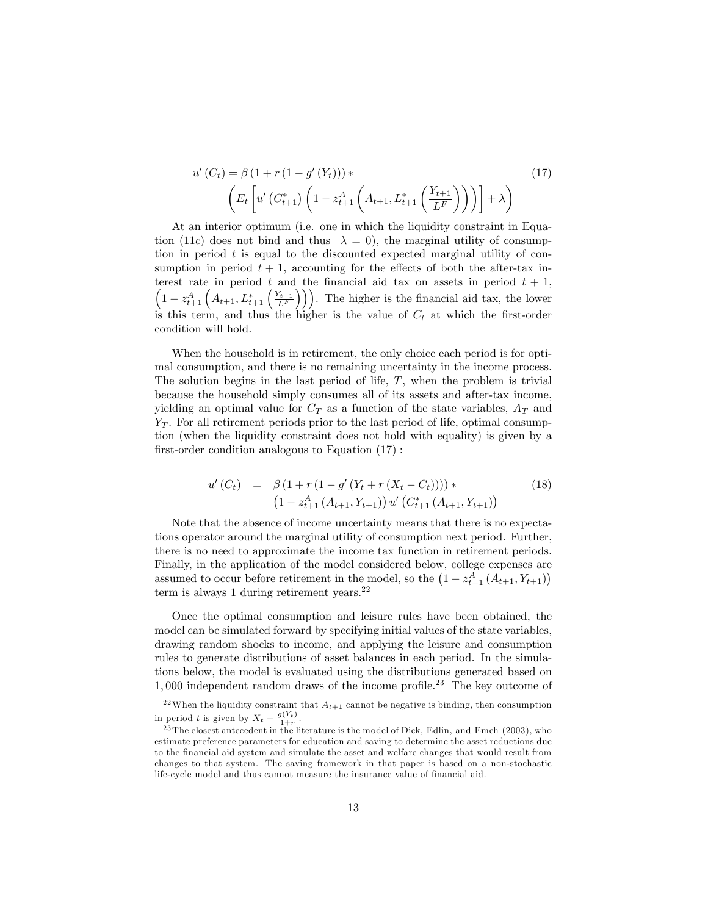$$
\begin{aligned}
u'(C_t) = \beta\left(1 + r\left(1 - g'(Y_t)\right)\right) * \\
\left(E_t\left[u'\left(C_{t+1}^*\right)\left(1 - z_{t+1}^A\left(A_{t+1}, L_{t+1}^*\left(\frac{Y_{t+1}}{L^F}\right)\right)\right)\right] + \lambda\right)
\end{aligned} \tag{17}
$$

At an interior optimum (i.e. one in which the liquidity constraint in Equation (11$c$) does not bind and thus $\lambda = 0$), the marginal utility of consumption in period $t$ is equal to the discounted expected marginal utility of consumption in period $t+1$, accounting for the effects of both the after-tax interest rate in period $t$ and the financial aid tax on assets in period $t+1$, $\left(1 - z_{t+1}^A\left(A_{t+1}, L_{t+1}^*\left(\frac{Y_{t+1}}{L^F}\right)\right)\right)$. The higher is the financial aid tax, the lower is this term, and thus the higher is the value of $C_t$ at which the first-order condition will hold.

When the household is in retirement, the only choice each period is for optimal consumption, and there is no remaining uncertainty in the income process. The solution begins in the last period of life, $T$, when the problem is trivial because the household simply consumes all of its assets and after-tax income, yielding an optimal value for $C_T$ as a function of the state variables, $A_T$ and $Y_T$. For all retirement periods prior to the last period of life, optimal consumption (when the liquidity constraint does not hold with equality) is given by a first-order condition analogous to Equation (17) :

$$
\begin{aligned}
u'(C_t) &= \beta\left(1 + r\left(1 - g'\left(Y_t + r\left(X_t - C_t\right)\right)\right)\right) * \\
&\quad \left(1 - z_{t+1}^A\left(A_{t+1}, Y_{t+1}\right)\right) u'\left(C_{t+1}^*\left(A_{t+1}, Y_{t+1}\right)\right)
\end{aligned} \tag{18}
$$

Note that the absence of income uncertainty means that there is no expectations operator around the marginal utility of consumption next period. Further, there is no need to approximate the income tax function in retirement periods. Finally, in the application of the model considered below, college expenses are assumed to occur before retirement in the model, so the $\left(1 - z_{t+1}^A\left(A_{t+1}, Y_{t+1}\right)\right)$ term is always 1 during retirement years.[22]

Once the optimal consumption and leisure rules have been obtained, the model can be simulated forward by specifying initial values of the state variables, drawing random shocks to income, and applying the leisure and consumption rules to generate distributions of asset balances in each period. In the simulations below, the model is evaluated using the distributions generated based on 1,000 independent random draws of the income profile.[23] The key outcome of

[22] When the liquidity constraint that $A_{t+1}$ cannot be negative is binding, then consumption in period $t$ is given by $X_t - \frac{g(Y_t)}{1+r}$.

[23] The closest antecedent in the literature is the model of Dick, Edlin, and Emch (2003), who estimate preference parameters for education and saving to determine the asset reductions due to the financial aid system and simulate the asset and welfare changes that would result from changes to that system. The saving framework in that paper is based on a non-stochastic life-cycle model and thus cannot measure the insurance value of financial aid.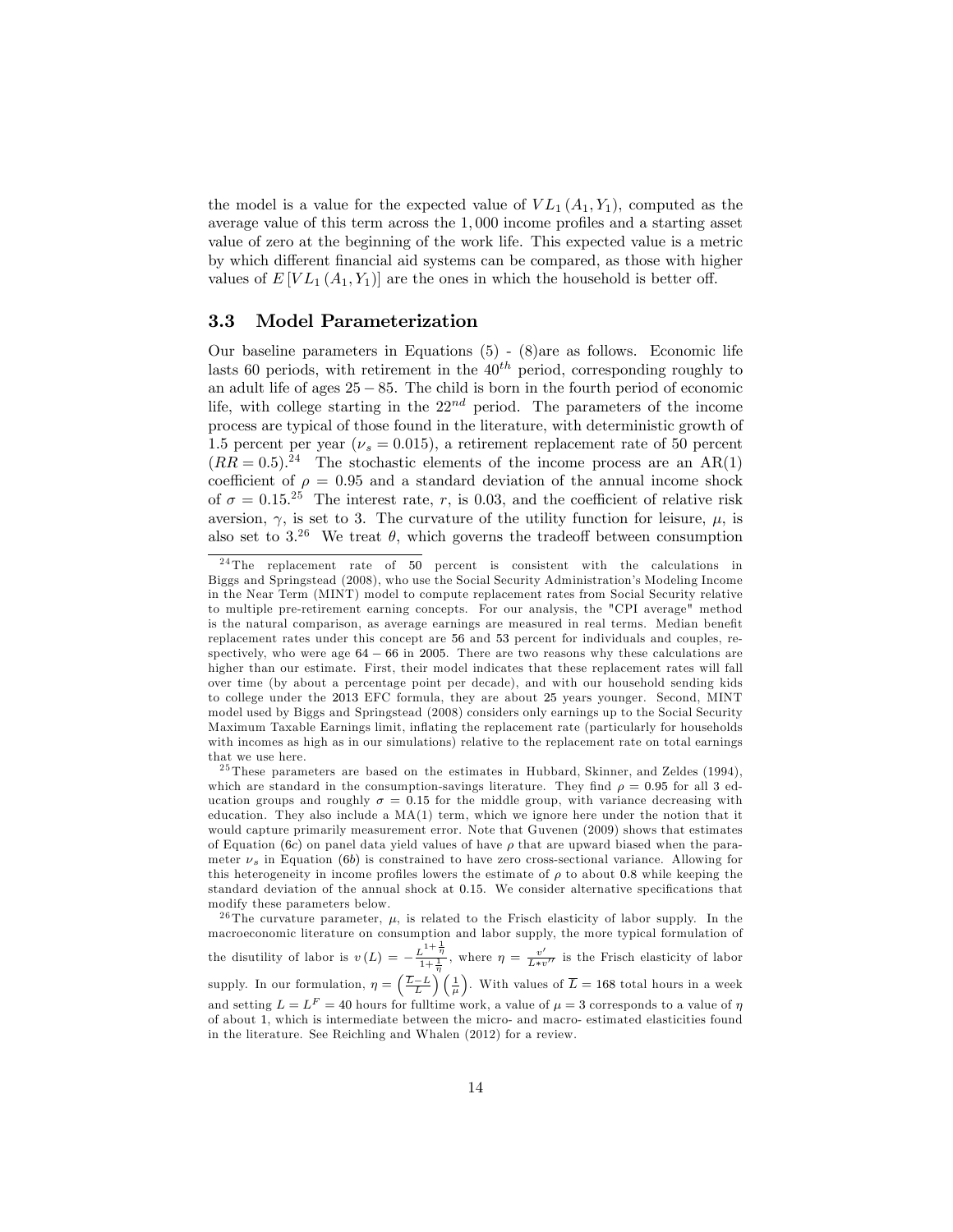the model is a value for the expected value of $VL_1(A_1, Y_1)$, computed as the average value of this term across the 1,000 income profiles and a starting asset value of zero at the beginning of the work life. This expected value is a metric by which different financial aid systems can be compared, as those with higher values of $E[VL_1(A_1, Y_1)]$ are the ones in which the household is better off.

### 3.3 Model Parameterization

Our baseline parameters in Equations (5) - (8)are as follows. Economic life lasts 60 periods, with retirement in the $40^{th}$ period, corresponding roughly to an adult life of ages $25-85$. The child is born in the fourth period of economic life, with college starting in the $22^{nd}$ period. The parameters of the income process are typical of those found in the literature, with deterministic growth of 1.5 percent per year ($\nu_s = 0.015$), a retirement replacement rate of 50 percent ($RR = 0.5$).[24] The stochastic elements of the income process are an AR(1) coefficient of $\rho = 0.95$ and a standard deviation of the annual income shock of $\sigma = 0.15$.[25] The interest rate, $r$, is 0.03, and the coefficient of relative risk aversion, $\gamma$, is set to 3. The curvature of the utility function for leisure, $\mu$, is also set to 3.[26] We treat $\theta$, which governs the tradeoff between consumption

[24]The replacement rate of 50 percent is consistent with the calculations in Biggs and Springstead (2008), who use the Social Security Administration's Modeling Income in the Near Term (MINT) model to compute replacement rates from Social Security relative to multiple pre-retirement earning concepts. For our analysis, the "CPI average" method is the natural comparison, as average earnings are measured in real terms. Median benefit replacement rates under this concept are 56 and 53 percent for individuals and couples, respectively, who were age $64-66$ in 2005. There are two reasons why these calculations are higher than our estimate. First, their model indicates that these replacement rates will fall over time (by about a percentage point per decade), and with our household sending kids to college under the 2013 EFC formula, they are about 25 years younger. Second, MINT model used by Biggs and Springstead (2008) considers only earnings up to the Social Security Maximum Taxable Earnings limit, inflating the replacement rate (particularly for households with incomes as high as in our simulations) relative to the replacement rate on total earnings that we use here.

[25]These parameters are based on the estimates in Hubbard, Skinner, and Zeldes (1994), which are standard in the consumption-savings literature. They find $\rho = 0.95$ for all 3 education groups and roughly $\sigma = 0.15$ for the middle group, with variance decreasing with education. They also include a MA(1) term, which we ignore here under the notion that it would capture primarily measurement error. Note that Guvenen (2009) shows that estimates of Equation (6c) on panel data yield values of have $\rho$ that are upward biased when the parameter $\nu_s$ in Equation (6b) is constrained to have zero cross-sectional variance. Allowing for this heterogeneity in income profiles lowers the estimate of $\rho$ to about 0.8 while keeping the standard deviation of the annual shock at 0.15. We consider alternative specifications that modify these parameters below.

[26]The curvature parameter, $\mu$, is related to the Frisch elasticity of labor supply. In the macroeconomic literature on consumption and labor supply, the more typical formulation of the disutility of labor is $v(L) = -\frac{L^{1+\frac{1}{\eta}}}{1+\frac{1}{\eta}}$, where $\eta = \frac{v'}{L*v''}$ is the Frisch elasticity of labor supply. In our formulation, $\eta = \left(\frac{\overline{L}-L}{L}\right)\left(\frac{1}{\mu}\right)$. With values of $\overline{L} = 168$ total hours in a week and setting $L = L^F = 40$ hours for fulltime work, a value of $\mu = 3$ corresponds to a value of $\eta$ of about 1, which is intermediate between the micro- and macro- estimated elasticities found in the literature. See Reichling and Whalen (2012) for a review.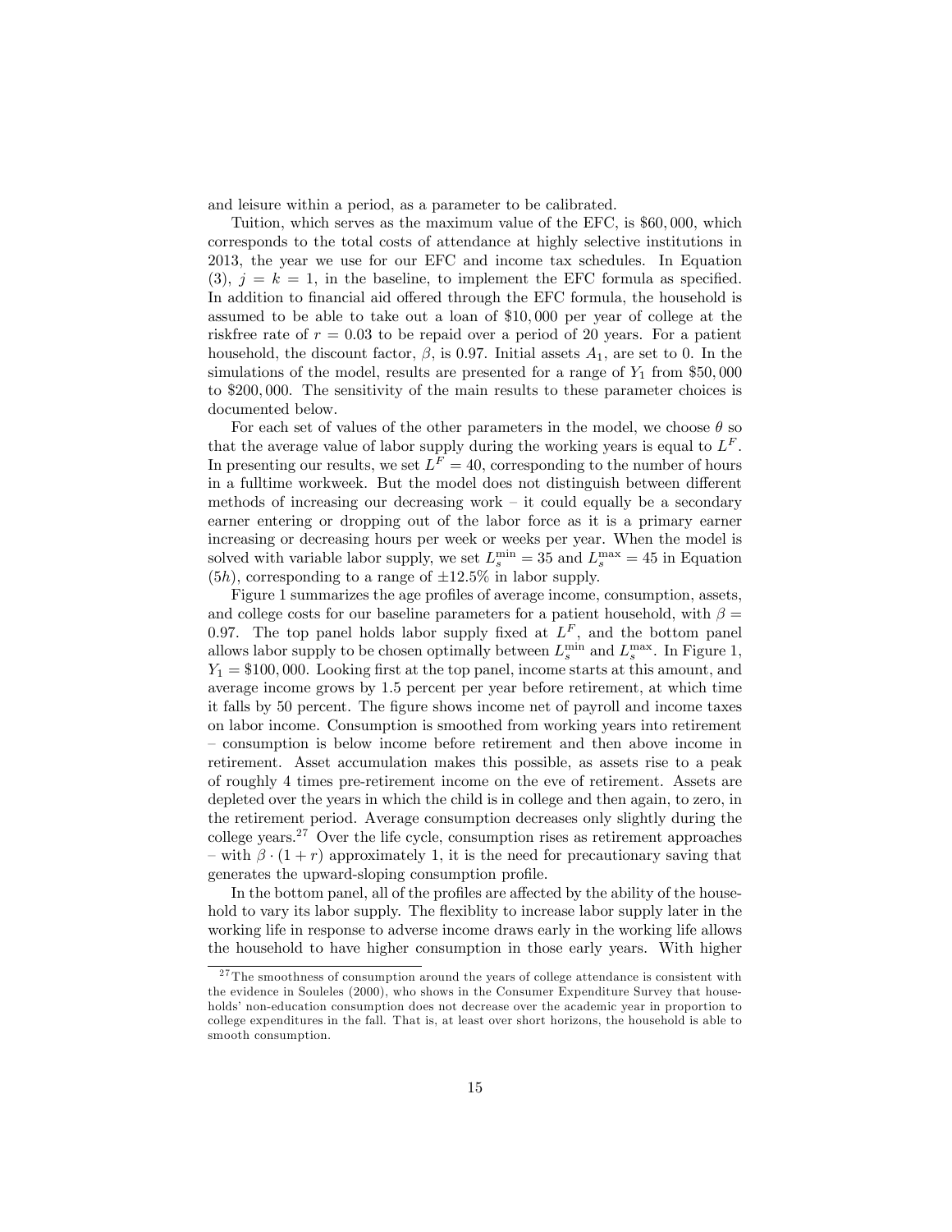and leisure within a period, as a parameter to be calibrated.

Tuition, which serves as the maximum value of the EFC, is \$60,000, which corresponds to the total costs of attendance at highly selective institutions in 2013, the year we use for our EFC and income tax schedules. In Equation (3), $j = k = 1$, in the baseline, to implement the EFC formula as specified. In addition to financial aid offered through the EFC formula, the household is assumed to be able to take out a loan of \$10,000 per year of college at the riskfree rate of $r = 0.03$ to be repaid over a period of 20 years. For a patient household, the discount factor, $\beta$, is 0.97. Initial assets $A_1$, are set to 0. In the simulations of the model, results are presented for a range of $Y_1$ from \$50,000 to \$200,000. The sensitivity of the main results to these parameter choices is documented below.

For each set of values of the other parameters in the model, we choose $\theta$ so that the average value of labor supply during the working years is equal to $L^F$. In presenting our results, we set $L^F = 40$, corresponding to the number of hours in a fulltime workweek. But the model does not distinguish between different methods of increasing our decreasing work – it could equally be a secondary earner entering or dropping out of the labor force as it is a primary earner increasing or decreasing hours per week or weeks per year. When the model is solved with variable labor supply, we set $L_s^{\min} = 35$ and $L_s^{\max} = 45$ in Equation (5h), corresponding to a range of $\pm 12.5\%$ in labor supply.

Figure 1 summarizes the age profiles of average income, consumption, assets, and college costs for our baseline parameters for a patient household, with $\beta = 0.97$. The top panel holds labor supply fixed at $L^F$, and the bottom panel allows labor supply to be chosen optimally between $L_s^{\min}$ and $L_s^{\max}$. In Figure 1, $Y_1 = \$100,000$. Looking first at the top panel, income starts at this amount, and average income grows by 1.5 percent per year before retirement, at which time it falls by 50 percent. The figure shows income net of payroll and income taxes on labor income. Consumption is smoothed from working years into retirement – consumption is below income before retirement and then above income in retirement. Asset accumulation makes this possible, as assets rise to a peak of roughly 4 times pre-retirement income on the eve of retirement. Assets are depleted over the years in which the child is in college and then again, to zero, in the retirement period. Average consumption decreases only slightly during the college years.[27] Over the life cycle, consumption rises as retirement approaches – with $\beta \cdot (1 + r)$ approximately 1, it is the need for precautionary saving that generates the upward-sloping consumption profile.

In the bottom panel, all of the profiles are affected by the ability of the household to vary its labor supply. The flexiblity to increase labor supply later in the working life in response to adverse income draws early in the working life allows the household to have higher consumption in those early years. With higher

[27] The smoothness of consumption around the years of college attendance is consistent with the evidence in Souleles (2000), who shows in the Consumer Expenditure Survey that households' non-education consumption does not decrease over the academic year in proportion to college expenditures in the fall. That is, at least over short horizons, the household is able to smooth consumption.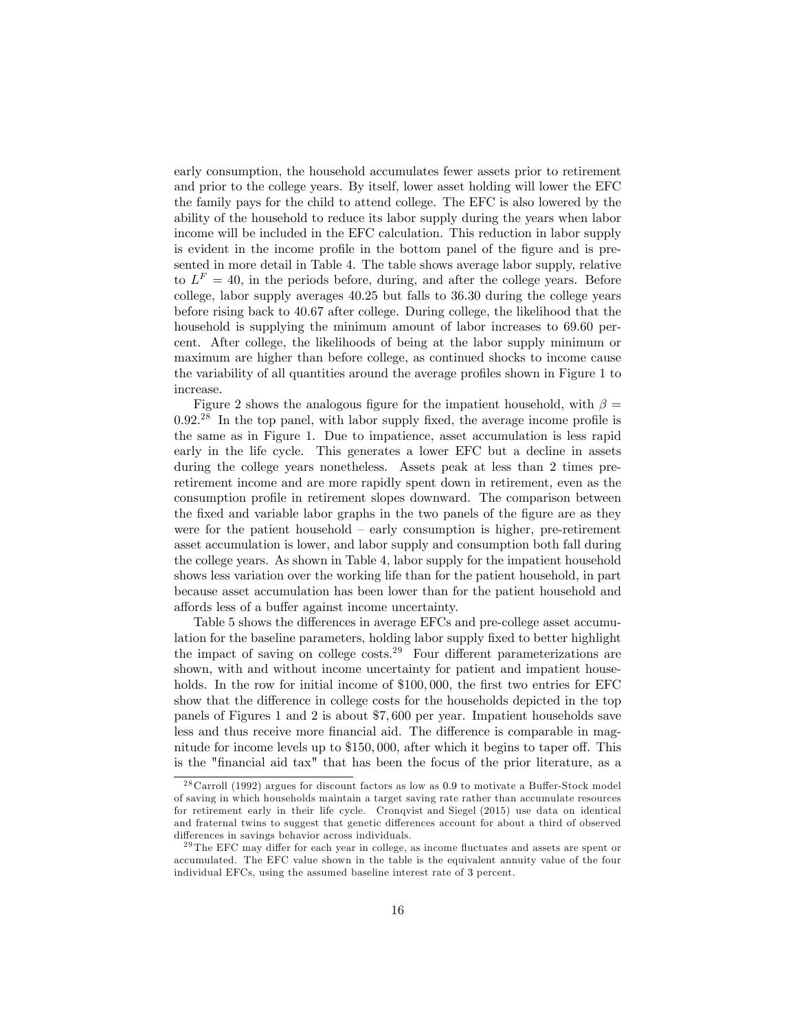early consumption, the household accumulates fewer assets prior to retirement and prior to the college years. By itself, lower asset holding will lower the EFC the family pays for the child to attend college. The EFC is also lowered by the ability of the household to reduce its labor supply during the years when labor income will be included in the EFC calculation. This reduction in labor supply is evident in the income profile in the bottom panel of the figure and is presented in more detail in Table 4. The table shows average labor supply, relative to $L^F = 40$, in the periods before, during, and after the college years. Before college, labor supply averages 40.25 but falls to 36.30 during the college years before rising back to 40.67 after college. During college, the likelihood that the household is supplying the minimum amount of labor increases to 69.60 percent. After college, the likelihoods of being at the labor supply minimum or maximum are higher than before college, as continued shocks to income cause the variability of all quantities around the average profiles shown in Figure 1 to increase.

Figure 2 shows the analogous figure for the impatient household, with $\beta = 0.92$.[28] In the top panel, with labor supply fixed, the average income profile is the same as in Figure 1. Due to impatience, asset accumulation is less rapid early in the life cycle. This generates a lower EFC but a decline in assets during the college years nonetheless. Assets peak at less than 2 times pre-retirement income and are more rapidly spent down in retirement, even as the consumption profile in retirement slopes downward. The comparison between the fixed and variable labor graphs in the two panels of the figure are as they were for the patient household – early consumption is higher, pre-retirement asset accumulation is lower, and labor supply and consumption both fall during the college years. As shown in Table 4, labor supply for the impatient household shows less variation over the working life than for the patient household, in part because asset accumulation has been lower than for the patient household and affords less of a buffer against income uncertainty.

Table 5 shows the differences in average EFCs and pre-college asset accumulation for the baseline parameters, holding labor supply fixed to better highlight the impact of saving on college costs.[29] Four different parameterizations are shown, with and without income uncertainty for patient and impatient households. In the row for initial income of \$100,000, the first two entries for EFC show that the difference in college costs for the households depicted in the top panels of Figures 1 and 2 is about \$7,600 per year. Impatient households save less and thus receive more financial aid. The difference is comparable in magnitude for income levels up to \$150,000, after which it begins to taper off. This is the "financial aid tax" that has been the focus of the prior literature, as a

[28] Carroll (1992) argues for discount factors as low as 0.9 to motivate a Buffer-Stock model of saving in which households maintain a target saving rate rather than accumulate resources for retirement early in their life cycle. Cronqvist and Siegel (2015) use data on identical and fraternal twins to suggest that genetic differences account for about a third of observed differences in savings behavior across individuals.

[29] The EFC may differ for each year in college, as income fluctuates and assets are spent or accumulated. The EFC value shown in the table is the equivalent annuity value of the four individual EFCs, using the assumed baseline interest rate of 3 percent.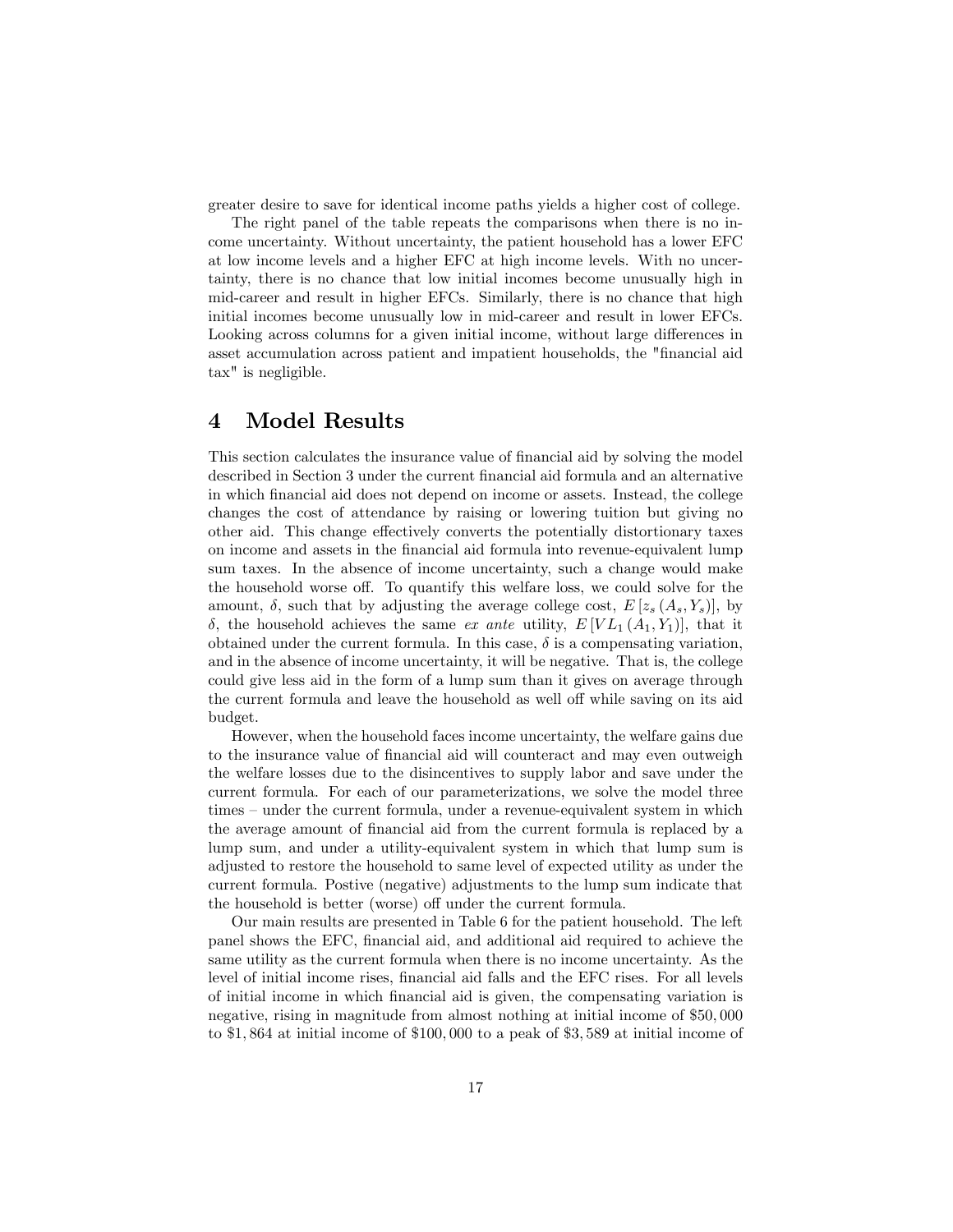greater desire to save for identical income paths yields a higher cost of college.

The right panel of the table repeats the comparisons when there is no income uncertainty. Without uncertainty, the patient household has a lower EFC at low income levels and a higher EFC at high income levels. With no uncertainty, there is no chance that low initial incomes become unusually high in mid-career and result in higher EFCs. Similarly, there is no chance that high initial incomes become unusually low in mid-career and result in lower EFCs. Looking across columns for a given initial income, without large differences in asset accumulation across patient and impatient households, the "financial aid tax" is negligible.

# 4 Model Results

This section calculates the insurance value of financial aid by solving the model described in Section 3 under the current financial aid formula and an alternative in which financial aid does not depend on income or assets. Instead, the college changes the cost of attendance by raising or lowering tuition but giving no other aid. This change effectively converts the potentially distortionary taxes on income and assets in the financial aid formula into revenue-equivalent lump sum taxes. In the absence of income uncertainty, such a change would make the household worse off. To quantify this welfare loss, we could solve for the amount, $\delta$, such that by adjusting the average college cost, $E\left[z_s\left(A_s, Y_s\right)\right]$, by $\delta$, the household achieves the same *ex ante* utility, $E\left[VL_1\left(A_1, Y_1\right)\right]$, that it obtained under the current formula. In this case, $\delta$ is a compensating variation, and in the absence of income uncertainty, it will be negative. That is, the college could give less aid in the form of a lump sum than it gives on average through the current formula and leave the household as well off while saving on its aid budget.

However, when the household faces income uncertainty, the welfare gains due to the insurance value of financial aid will counteract and may even outweigh the welfare losses due to the disincentives to supply labor and save under the current formula. For each of our parameterizations, we solve the model three times – under the current formula, under a revenue-equivalent system in which the average amount of financial aid from the current formula is replaced by a lump sum, and under a utility-equivalent system in which that lump sum is adjusted to restore the household to same level of expected utility as under the current formula. Postive (negative) adjustments to the lump sum indicate that the household is better (worse) off under the current formula.

Our main results are presented in Table 6 for the patient household. The left panel shows the EFC, financial aid, and additional aid required to achieve the same utility as the current formula when there is no income uncertainty. As the level of initial income rises, financial aid falls and the EFC rises. For all levels of initial income in which financial aid is given, the compensating variation is negative, rising in magnitude from almost nothing at initial income of \$50,000 to \$1,864 at initial income of \$100,000 to a peak of \$3,589 at initial income of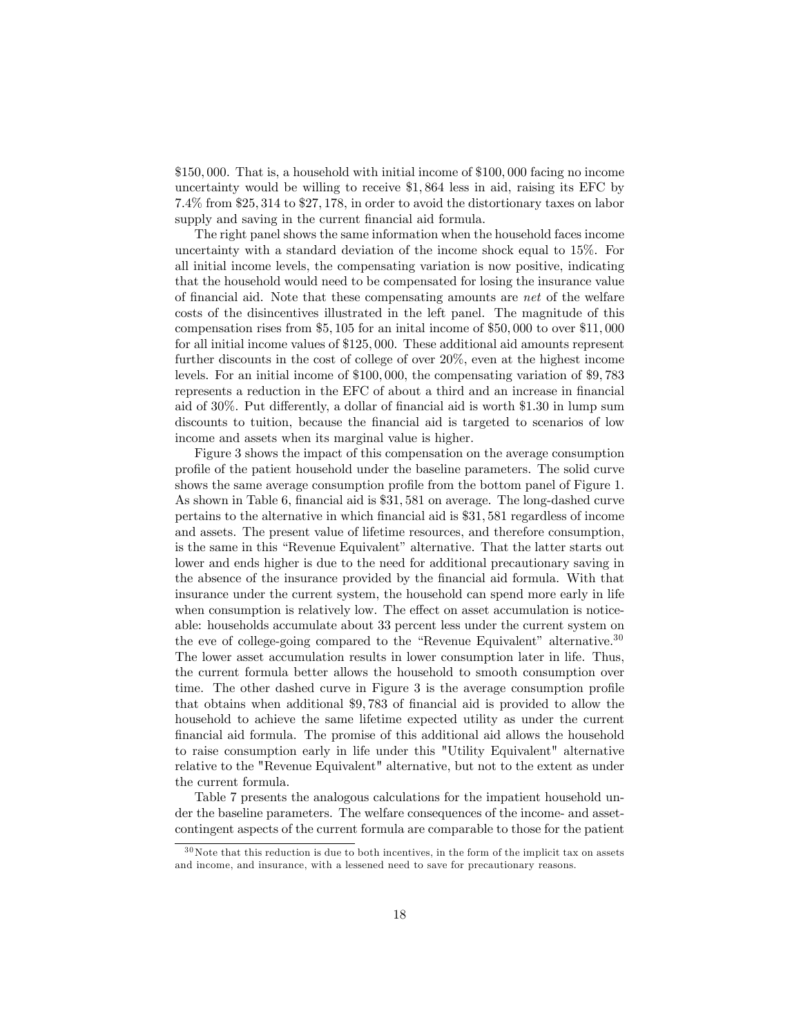$150,000. That is, a household with initial income of $100,000 facing no income uncertainty would be willing to receive $1,864 less in aid, raising its EFC by 7.4% from $25,314 to $27,178, in order to avoid the distortionary taxes on labor supply and saving in the current financial aid formula.

The right panel shows the same information when the household faces income uncertainty with a standard deviation of the income shock equal to 15%. For all initial income levels, the compensating variation is now positive, indicating that the household would need to be compensated for losing the insurance value of financial aid. Note that these compensating amounts are *net* of the welfare costs of the disincentives illustrated in the left panel. The magnitude of this compensation rises from $5,105 for an inital income of $50,000 to over $11,000 for all initial income values of $125,000. These additional aid amounts represent further discounts in the cost of college of over 20%, even at the highest income levels. For an initial income of $100,000, the compensating variation of $9,783 represents a reduction in the EFC of about a third and an increase in financial aid of 30%. Put differently, a dollar of financial aid is worth $1.30 in lump sum discounts to tuition, because the financial aid is targeted to scenarios of low income and assets when its marginal value is higher.

Figure 3 shows the impact of this compensation on the average consumption profile of the patient household under the baseline parameters. The solid curve shows the same average consumption profile from the bottom panel of Figure 1. As shown in Table 6, financial aid is $31,581 on average. The long-dashed curve pertains to the alternative in which financial aid is $31,581 regardless of income and assets. The present value of lifetime resources, and therefore consumption, is the same in this "Revenue Equivalent" alternative. That the latter starts out lower and ends higher is due to the need for additional precautionary saving in the absence of the insurance provided by the financial aid formula. With that insurance under the current system, the household can spend more early in life when consumption is relatively low. The effect on asset accumulation is noticeable: households accumulate about 33 percent less under the current system on the eve of college-going compared to the "Revenue Equivalent" alternative.[30] The lower asset accumulation results in lower consumption later in life. Thus, the current formula better allows the household to smooth consumption over time. The other dashed curve in Figure 3 is the average consumption profile that obtains when additional $9,783 of financial aid is provided to allow the household to achieve the same lifetime expected utility as under the current financial aid formula. The promise of this additional aid allows the household to raise consumption early in life under this "Utility Equivalent" alternative relative to the "Revenue Equivalent" alternative, but not to the extent as under the current formula.

Table 7 presents the analogous calculations for the impatient household under the baseline parameters. The welfare consequences of the income- and asset-contingent aspects of the current formula are comparable to those for the patient

[30] Note that this reduction is due to both incentives, in the form of the implicit tax on assets and income, and insurance, with a lessened need to save for precautionary reasons.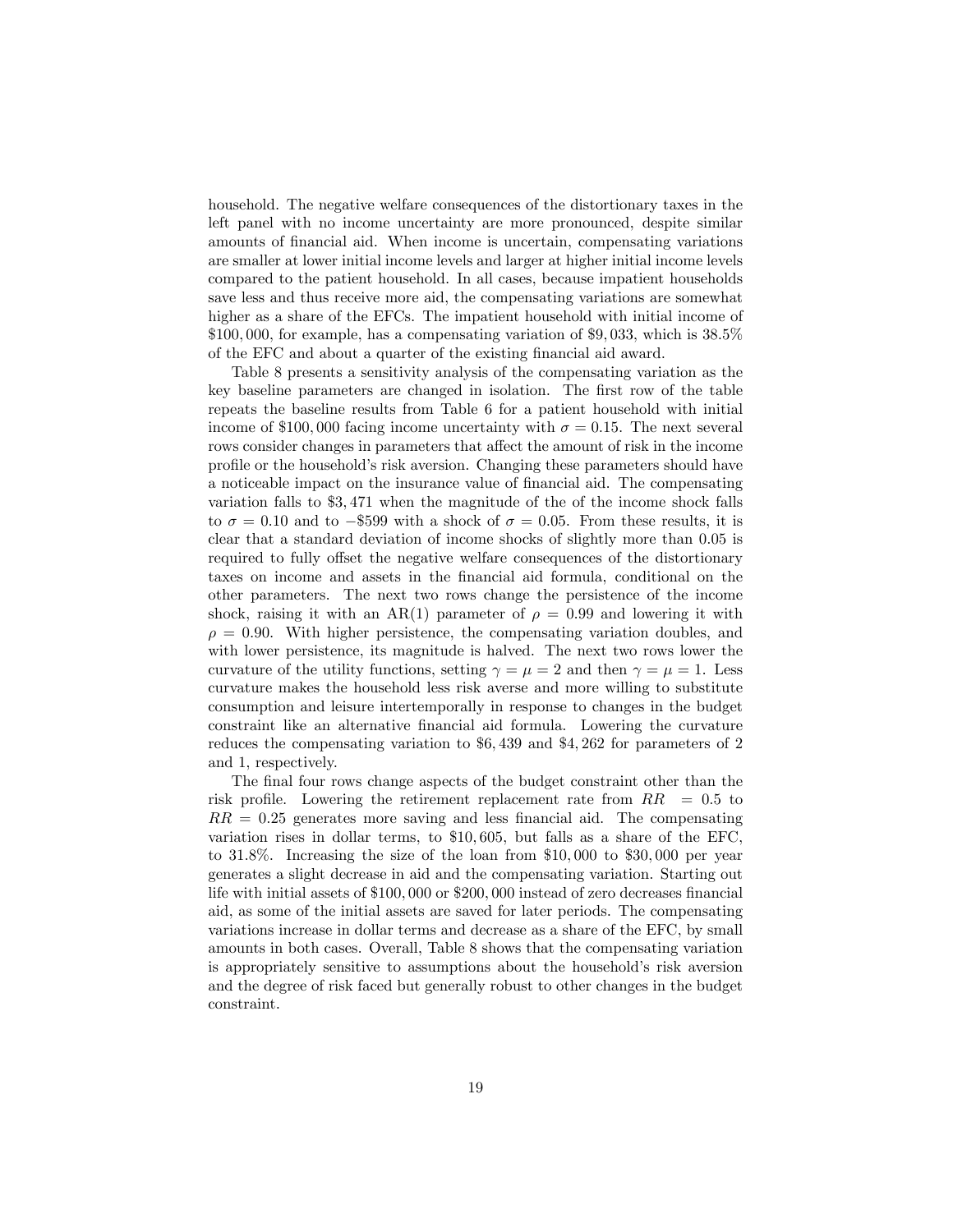household. The negative welfare consequences of the distortionary taxes in the left panel with no income uncertainty are more pronounced, despite similar amounts of financial aid. When income is uncertain, compensating variations are smaller at lower initial income levels and larger at higher initial income levels compared to the patient household. In all cases, because impatient households save less and thus receive more aid, the compensating variations are somewhat higher as a share of the EFCs. The impatient household with initial income of \$100,000, for example, has a compensating variation of \$9,033, which is 38.5% of the EFC and about a quarter of the existing financial aid award.

Table 8 presents a sensitivity analysis of the compensating variation as the key baseline parameters are changed in isolation. The first row of the table repeats the baseline results from Table 6 for a patient household with initial income of \$100,000 facing income uncertainty with $\sigma = 0.15$. The next several rows consider changes in parameters that affect the amount of risk in the income profile or the household's risk aversion. Changing these parameters should have a noticeable impact on the insurance value of financial aid. The compensating variation falls to \$3,471 when the magnitude of the of the income shock falls to $\sigma = 0.10$ and to $-$\$599 with a shock of $\sigma = 0.05$. From these results, it is clear that a standard deviation of income shocks of slightly more than 0.05 is required to fully offset the negative welfare consequences of the distortionary taxes on income and assets in the financial aid formula, conditional on the other parameters. The next two rows change the persistence of the income shock, raising it with an AR(1) parameter of $\rho = 0.99$ and lowering it with $\rho = 0.90$. With higher persistence, the compensating variation doubles, and with lower persistence, its magnitude is halved. The next two rows lower the curvature of the utility functions, setting $\gamma = \mu = 2$ and then $\gamma = \mu = 1$. Less curvature makes the household less risk averse and more willing to substitute consumption and leisure intertemporally in response to changes in the budget constraint like an alternative financial aid formula. Lowering the curvature reduces the compensating variation to \$6,439 and \$4,262 for parameters of 2 and 1, respectively.

The final four rows change aspects of the budget constraint other than the risk profile. Lowering the retirement replacement rate from $RR = 0.5$ to $RR = 0.25$ generates more saving and less financial aid. The compensating variation rises in dollar terms, to \$10,605, but falls as a share of the EFC, to 31.8%. Increasing the size of the loan from \$10,000 to \$30,000 per year generates a slight decrease in aid and the compensating variation. Starting out life with initial assets of \$100,000 or \$200,000 instead of zero decreases financial aid, as some of the initial assets are saved for later periods. The compensating variations increase in dollar terms and decrease as a share of the EFC, by small amounts in both cases. Overall, Table 8 shows that the compensating variation is appropriately sensitive to assumptions about the household's risk aversion and the degree of risk faced but generally robust to other changes in the budget constraint.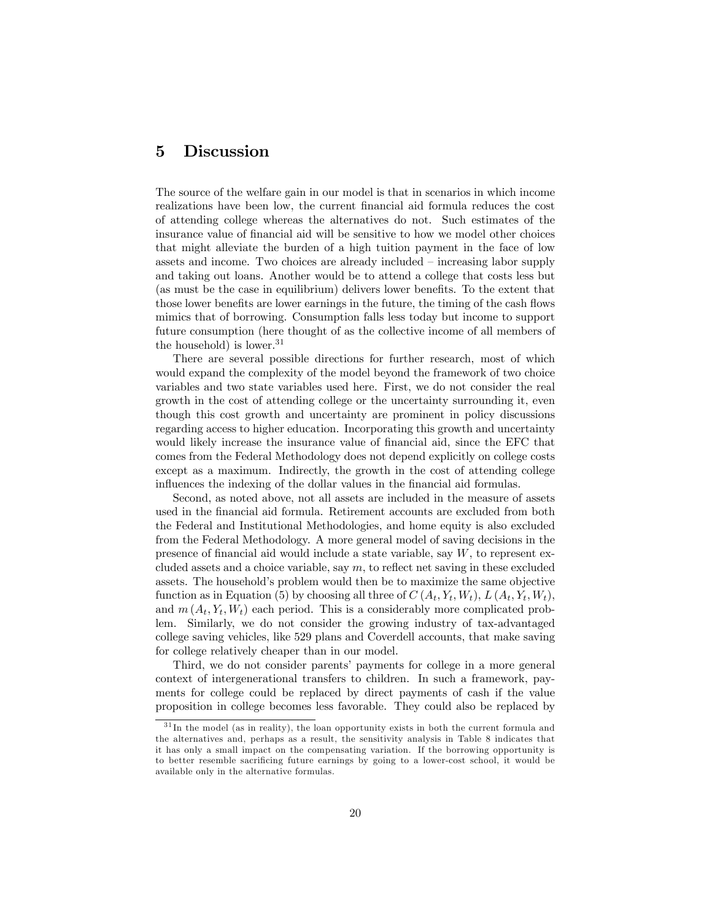## 5 Discussion

The source of the welfare gain in our model is that in scenarios in which income realizations have been low, the current financial aid formula reduces the cost of attending college whereas the alternatives do not. Such estimates of the insurance value of financial aid will be sensitive to how we model other choices that might alleviate the burden of a high tuition payment in the face of low assets and income. Two choices are already included – increasing labor supply and taking out loans. Another would be to attend a college that costs less but (as must be the case in equilibrium) delivers lower benefits. To the extent that those lower benefits are lower earnings in the future, the timing of the cash flows mimics that of borrowing. Consumption falls less today but income to support future consumption (here thought of as the collective income of all members of the household) is lower.[31]

There are several possible directions for further research, most of which would expand the complexity of the model beyond the framework of two choice variables and two state variables used here. First, we do not consider the real growth in the cost of attending college or the uncertainty surrounding it, even though this cost growth and uncertainty are prominent in policy discussions regarding access to higher education. Incorporating this growth and uncertainty would likely increase the insurance value of financial aid, since the EFC that comes from the Federal Methodology does not depend explicitly on college costs except as a maximum. Indirectly, the growth in the cost of attending college influences the indexing of the dollar values in the financial aid formulas.

Second, as noted above, not all assets are included in the measure of assets used in the financial aid formula. Retirement accounts are excluded from both the Federal and Institutional Methodologies, and home equity is also excluded from the Federal Methodology. A more general model of saving decisions in the presence of financial aid would include a state variable, say $W$, to represent excluded assets and a choice variable, say $m$, to reflect net saving in these excluded assets. The household's problem would then be to maximize the same objective function as in Equation (5) by choosing all three of $C(A_t, Y_t, W_t)$, $L(A_t, Y_t, W_t)$, and $m(A_t, Y_t, W_t)$ each period. This is a considerably more complicated problem. Similarly, we do not consider the growing industry of tax-advantaged college saving vehicles, like 529 plans and Coverdell accounts, that make saving for college relatively cheaper than in our model.

Third, we do not consider parents' payments for college in a more general context of intergenerational transfers to children. In such a framework, payments for college could be replaced by direct payments of cash if the value proposition in college becomes less favorable. They could also be replaced by

[31] In the model (as in reality), the loan opportunity exists in both the current formula and the alternatives and, perhaps as a result, the sensitivity analysis in Table 8 indicates that it has only a small impact on the compensating variation. If the borrowing opportunity is to better resemble sacrificing future earnings by going to a lower-cost school, it would be available only in the alternative formulas.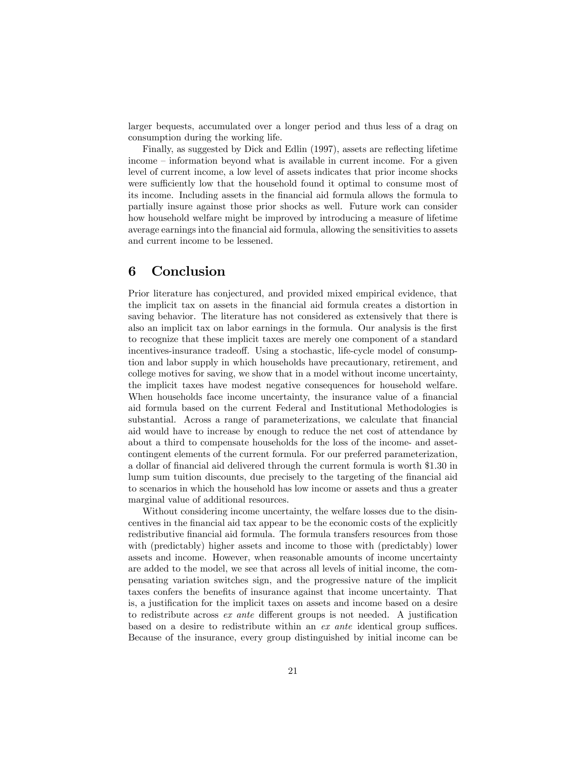larger bequests, accumulated over a longer period and thus less of a drag on consumption during the working life.

Finally, as suggested by Dick and Edlin (1997), assets are reflecting lifetime income – information beyond what is available in current income. For a given level of current income, a low level of assets indicates that prior income shocks were sufficiently low that the household found it optimal to consume most of its income. Including assets in the financial aid formula allows the formula to partially insure against those prior shocks as well. Future work can consider how household welfare might be improved by introducing a measure of lifetime average earnings into the financial aid formula, allowing the sensitivities to assets and current income to be lessened.

# 6 Conclusion

Prior literature has conjectured, and provided mixed empirical evidence, that the implicit tax on assets in the financial aid formula creates a distortion in saving behavior. The literature has not considered as extensively that there is also an implicit tax on labor earnings in the formula. Our analysis is the first to recognize that these implicit taxes are merely one component of a standard incentives-insurance tradeoff. Using a stochastic, life-cycle model of consumption and labor supply in which households have precautionary, retirement, and college motives for saving, we show that in a model without income uncertainty, the implicit taxes have modest negative consequences for household welfare. When households face income uncertainty, the insurance value of a financial aid formula based on the current Federal and Institutional Methodologies is substantial. Across a range of parameterizations, we calculate that financial aid would have to increase by enough to reduce the net cost of attendance by about a third to compensate households for the loss of the income- and asset-contingent elements of the current formula. For our preferred parameterization, a dollar of financial aid delivered through the current formula is worth \$1.30 in lump sum tuition discounts, due precisely to the targeting of the financial aid to scenarios in which the household has low income or assets and thus a greater marginal value of additional resources.

Without considering income uncertainty, the welfare losses due to the disincentives in the financial aid tax appear to be the economic costs of the explicitly redistributive financial aid formula. The formula transfers resources from those with (predictably) higher assets and income to those with (predictably) lower assets and income. However, when reasonable amounts of income uncertainty are added to the model, we see that across all levels of initial income, the compensating variation switches sign, and the progressive nature of the implicit taxes confers the benefits of insurance against that income uncertainty. That is, a justification for the implicit taxes on assets and income based on a desire to redistribute across *ex ante* different groups is not needed. A justification based on a desire to redistribute within an *ex ante* identical group suffices. Because of the insurance, every group distinguished by initial income can be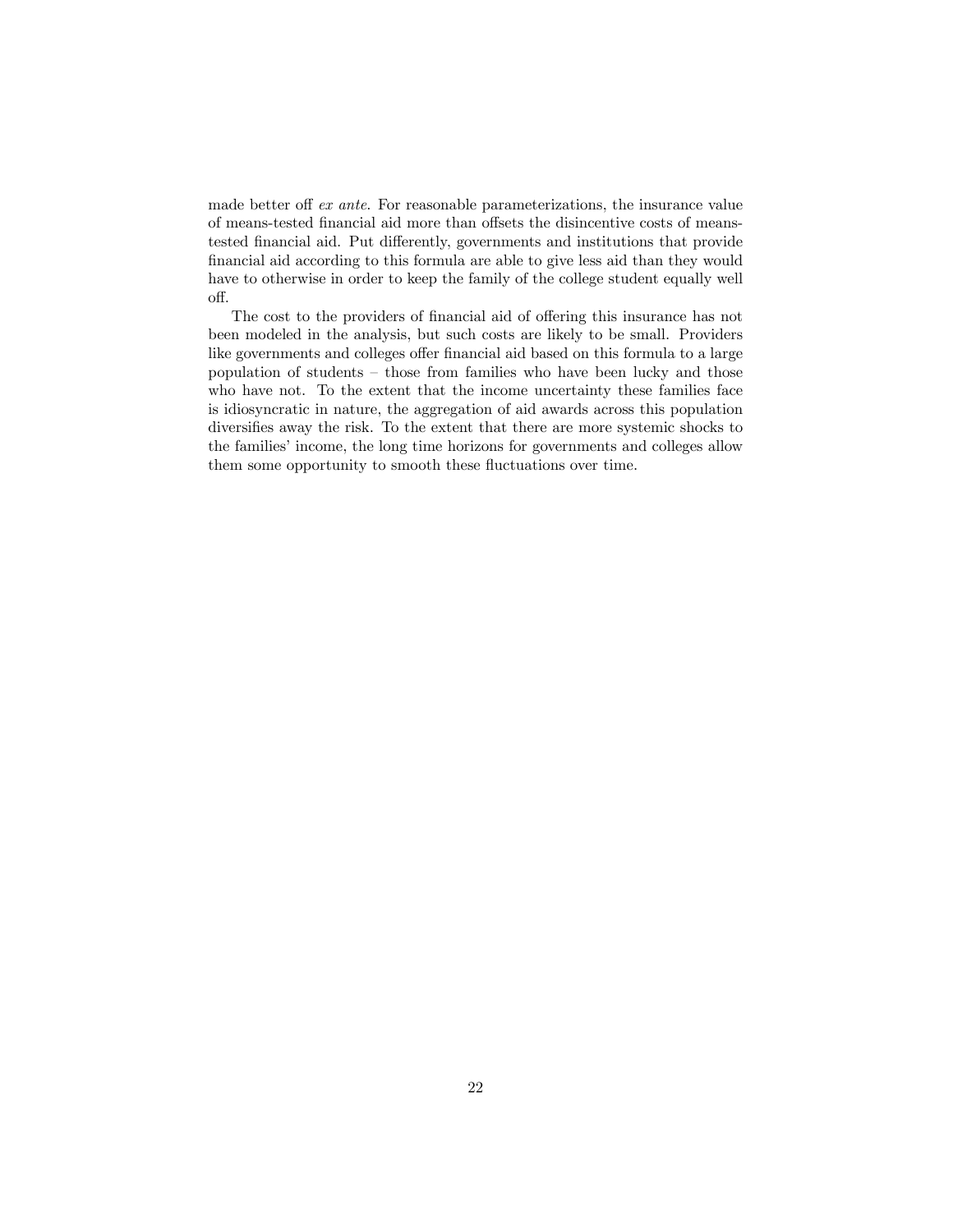made better off *ex ante*. For reasonable parameterizations, the insurance value of means-tested financial aid more than offsets the disincentive costs of means-tested financial aid. Put differently, governments and institutions that provide financial aid according to this formula are able to give less aid than they would have to otherwise in order to keep the family of the college student equally well off.

The cost to the providers of financial aid of offering this insurance has not been modeled in the analysis, but such costs are likely to be small. Providers like governments and colleges offer financial aid based on this formula to a large population of students – those from families who have been lucky and those who have not. To the extent that the income uncertainty these families face is idiosyncratic in nature, the aggregation of aid awards across this population diversifies away the risk. To the extent that there are more systemic shocks to the families' income, the long time horizons for governments and colleges allow them some opportunity to smooth these fluctuations over time.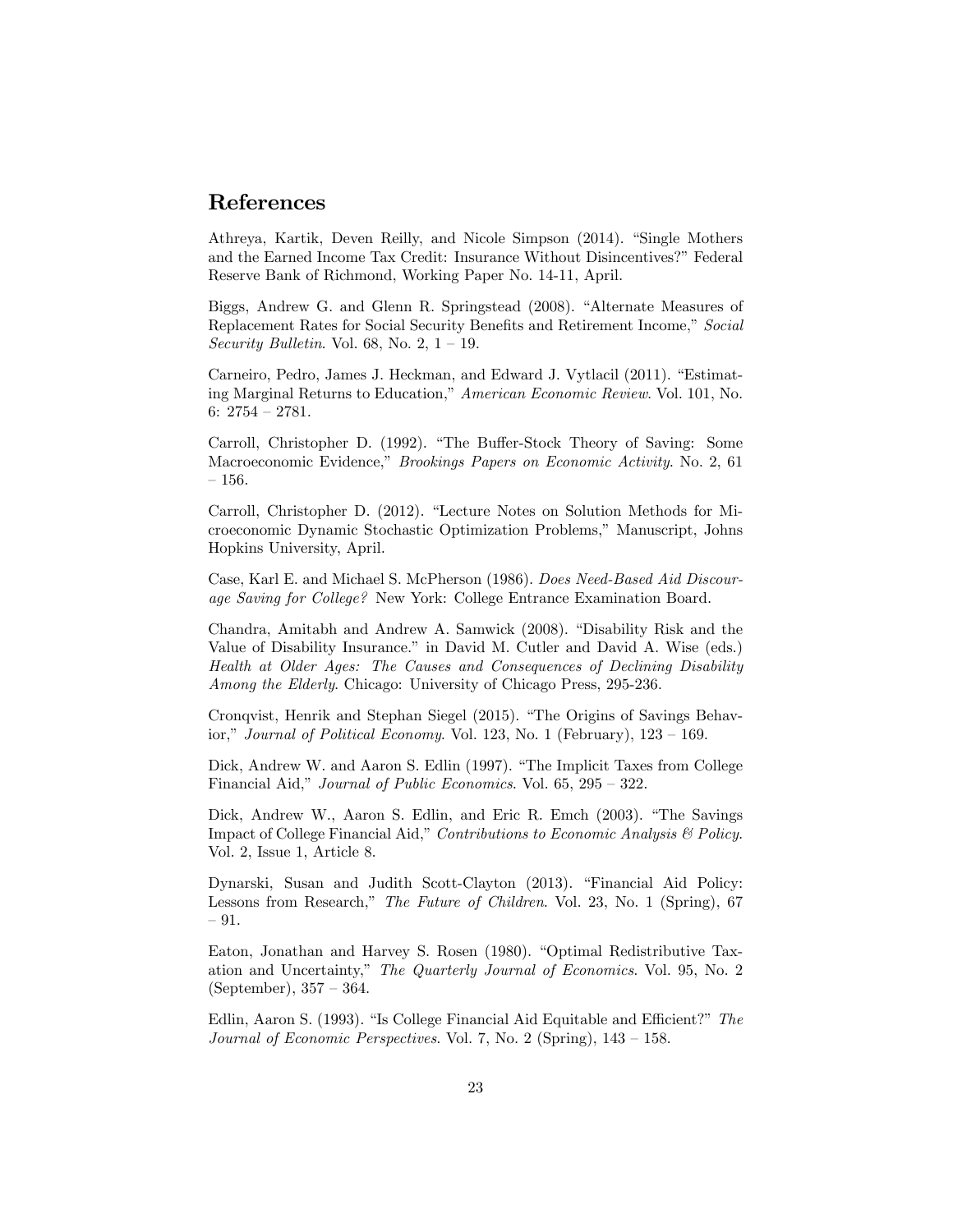## References

Athreya, Kartik, Deven Reilly, and Nicole Simpson (2014). "Single Mothers and the Earned Income Tax Credit: Insurance Without Disincentives?" Federal Reserve Bank of Richmond, Working Paper No. 14-11, April.

Biggs, Andrew G. and Glenn R. Springstead (2008). "Alternate Measures of Replacement Rates for Social Security Benefits and Retirement Income," *Social Security Bulletin*. Vol. 68, No. 2, 1 – 19.

Carneiro, Pedro, James J. Heckman, and Edward J. Vytlacil (2011). "Estimating Marginal Returns to Education," *American Economic Review*. Vol. 101, No. 6: 2754 – 2781.

Carroll, Christopher D. (1992). "The Buffer-Stock Theory of Saving: Some Macroeconomic Evidence," *Brookings Papers on Economic Activity*. No. 2, 61 – 156.

Carroll, Christopher D. (2012). "Lecture Notes on Solution Methods for Microeconomic Dynamic Stochastic Optimization Problems," Manuscript, Johns Hopkins University, April.

Case, Karl E. and Michael S. McPherson (1986). *Does Need-Based Aid Discourage Saving for College?* New York: College Entrance Examination Board.

Chandra, Amitabh and Andrew A. Samwick (2008). "Disability Risk and the Value of Disability Insurance." in David M. Cutler and David A. Wise (eds.) *Health at Older Ages: The Causes and Consequences of Declining Disability Among the Elderly*. Chicago: University of Chicago Press, 295-236.

Cronqvist, Henrik and Stephan Siegel (2015). "The Origins of Savings Behavior," *Journal of Political Economy*. Vol. 123, No. 1 (February), 123 – 169.

Dick, Andrew W. and Aaron S. Edlin (1997). "The Implicit Taxes from College Financial Aid," *Journal of Public Economics*. Vol. 65, 295 – 322.

Dick, Andrew W., Aaron S. Edlin, and Eric R. Emch (2003). "The Savings Impact of College Financial Aid," *Contributions to Economic Analysis & Policy*. Vol. 2, Issue 1, Article 8.

Dynarski, Susan and Judith Scott-Clayton (2013). "Financial Aid Policy: Lessons from Research," *The Future of Children*. Vol. 23, No. 1 (Spring), 67 – 91.

Eaton, Jonathan and Harvey S. Rosen (1980). "Optimal Redistributive Taxation and Uncertainty," *The Quarterly Journal of Economics*. Vol. 95, No. 2 (September), 357 – 364.

Edlin, Aaron S. (1993). "Is College Financial Aid Equitable and Efficient?" *The Journal of Economic Perspectives*. Vol. 7, No. 2 (Spring), 143 – 158.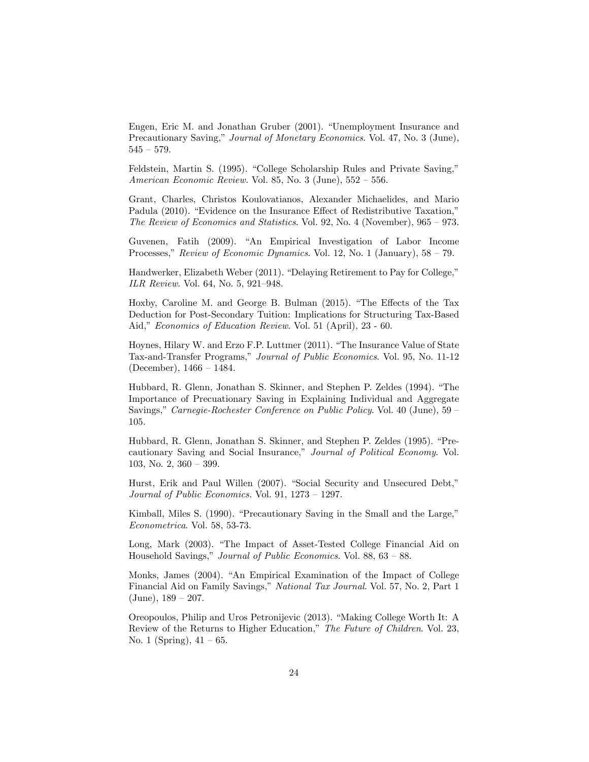Engen, Eric M. and Jonathan Gruber (2001). "Unemployment Insurance and Precautionary Saving," *Journal of Monetary Economics*. Vol. 47, No. 3 (June), 545 – 579.

Feldstein, Martin S. (1995). "College Scholarship Rules and Private Saving," *American Economic Review.* Vol. 85, No. 3 (June), 552 – 556.

Grant, Charles, Christos Koulovatianos, Alexander Michaelides, and Mario Padula (2010). "Evidence on the Insurance Effect of Redistributive Taxation," *The Review of Economics and Statistics*. Vol. 92, No. 4 (November), 965 – 973.

Guvenen, Fatih (2009). "An Empirical Investigation of Labor Income Processes," *Review of Economic Dynamics*. Vol. 12, No. 1 (January), 58 – 79.

Handwerker, Elizabeth Weber (2011). "Delaying Retirement to Pay for College," *ILR Review*. Vol. 64, No. 5, 921–948.

Hoxby, Caroline M. and George B. Bulman (2015). "The Effects of the Tax Deduction for Post-Secondary Tuition: Implications for Structuring Tax-Based Aid," *Economics of Education Review*. Vol. 51 (April), 23 - 60.

Hoynes, Hilary W. and Erzo F.P. Luttmer (2011). "The Insurance Value of State Tax-and-Transfer Programs," *Journal of Public Economics*. Vol. 95, No. 11-12 (December), 1466 – 1484.

Hubbard, R. Glenn, Jonathan S. Skinner, and Stephen P. Zeldes (1994). "The Importance of Precuationary Saving in Explaining Individual and Aggregate Savings," *Carnegie-Rochester Conference on Public Policy*. Vol. 40 (June), 59 – 105.

Hubbard, R. Glenn, Jonathan S. Skinner, and Stephen P. Zeldes (1995). "Precautionary Saving and Social Insurance," *Journal of Political Economy.* Vol. 103, No. 2, 360 – 399.

Hurst, Erik and Paul Willen (2007). "Social Security and Unsecured Debt," *Journal of Public Economics.* Vol. 91, 1273 – 1297.

Kimball, Miles S. (1990). "Precautionary Saving in the Small and the Large," *Econometrica*. Vol. 58, 53-73.

Long, Mark (2003). "The Impact of Asset-Tested College Financial Aid on Household Savings," *Journal of Public Economics*. Vol. 88, 63 – 88.

Monks, James (2004). "An Empirical Examination of the Impact of College Financial Aid on Family Savings," *National Tax Journal*. Vol. 57, No. 2, Part 1 (June), 189 – 207.

Oreopoulos, Philip and Uros Petronijevic (2013). "Making College Worth It: A Review of the Returns to Higher Education," *The Future of Children*. Vol. 23, No. 1 (Spring), 41 – 65.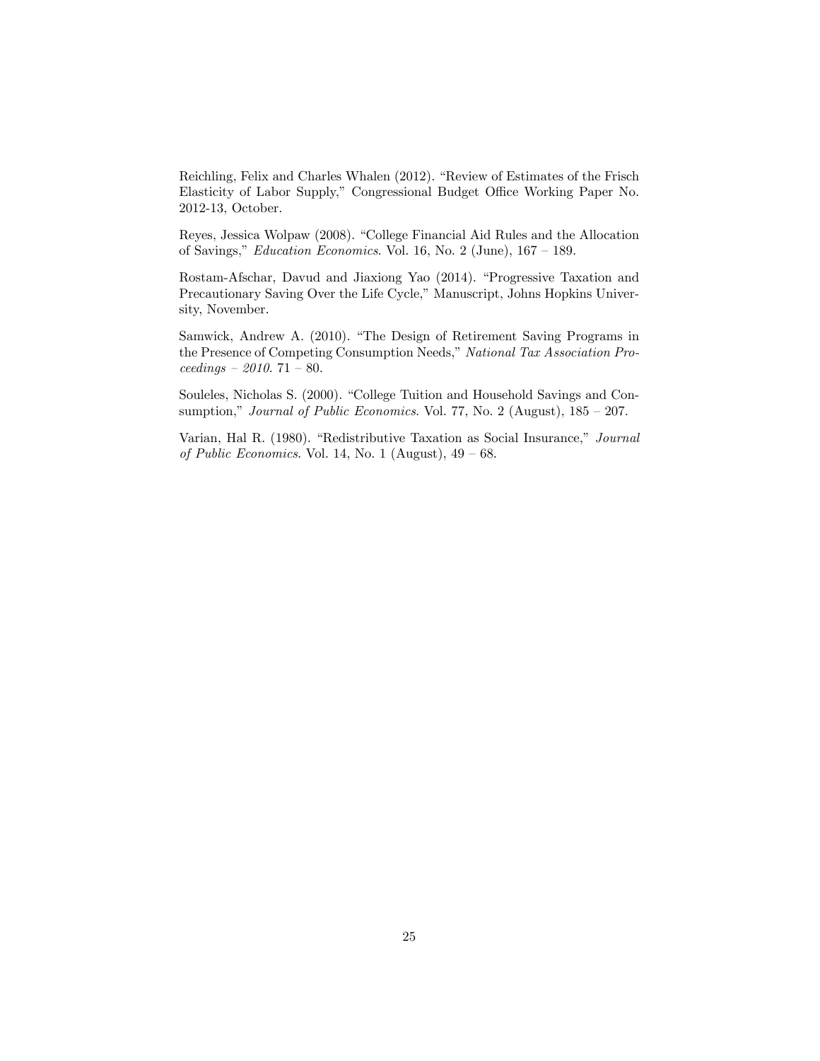Reichling, Felix and Charles Whalen (2012). "Review of Estimates of the Frisch Elasticity of Labor Supply," Congressional Budget Office Working Paper No. 2012-13, October.

Reyes, Jessica Wolpaw (2008). "College Financial Aid Rules and the Allocation of Savings," *Education Economics*. Vol. 16, No. 2 (June), 167 – 189.

Rostam-Afschar, Davud and Jiaxiong Yao (2014). "Progressive Taxation and Precautionary Saving Over the Life Cycle," Manuscript, Johns Hopkins University, November.

Samwick, Andrew A. (2010). "The Design of Retirement Saving Programs in the Presence of Competing Consumption Needs," *National Tax Association Proceedings – 2010*. 71 – 80.

Souleles, Nicholas S. (2000). "College Tuition and Household Savings and Consumption," *Journal of Public Economics*. Vol. 77, No. 2 (August), 185 – 207.

Varian, Hal R. (1980). "Redistributive Taxation as Social Insurance," *Journal of Public Economics*. Vol. 14, No. 1 (August), 49 – 68.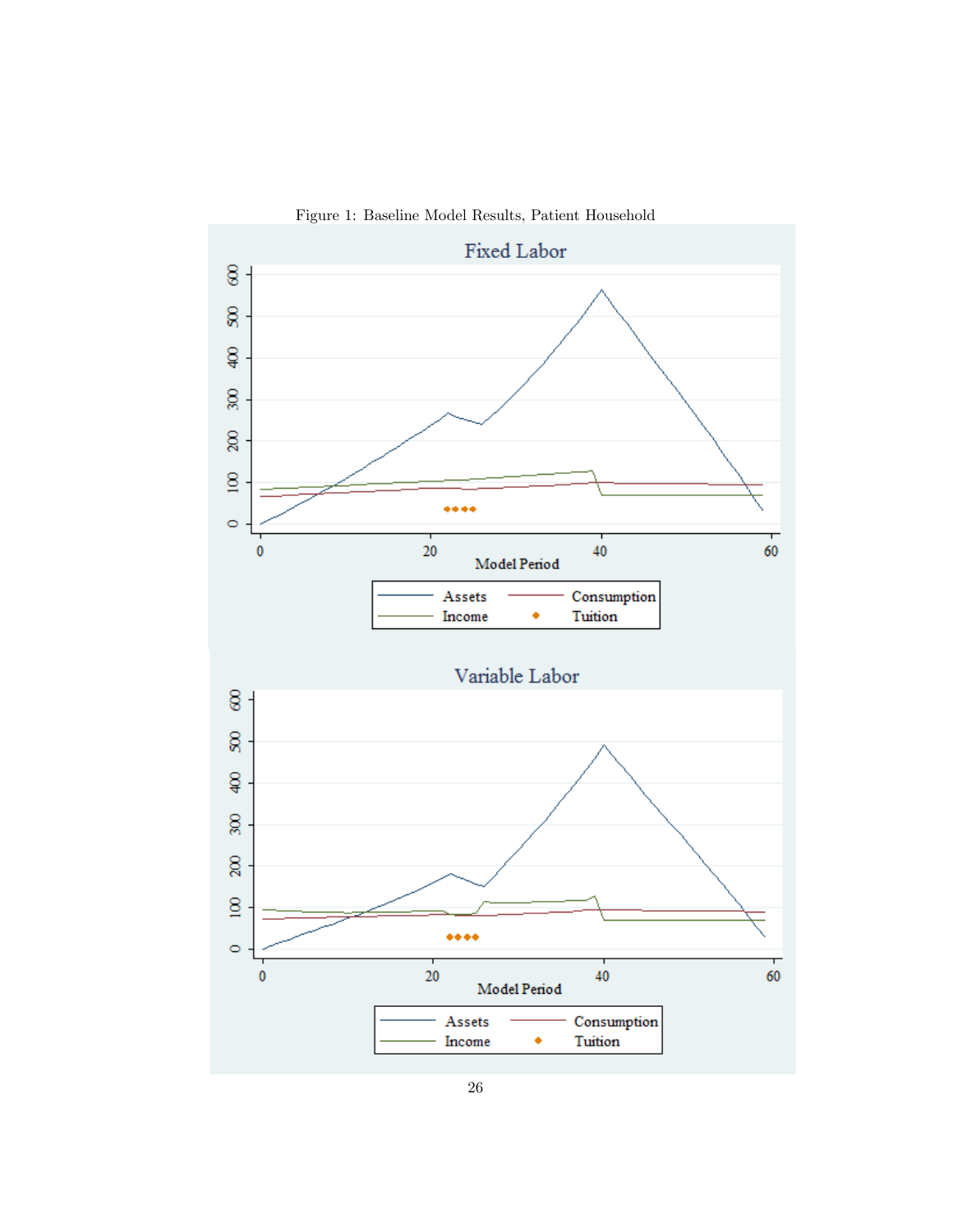Figure 1: Baseline Model Results, Patient Household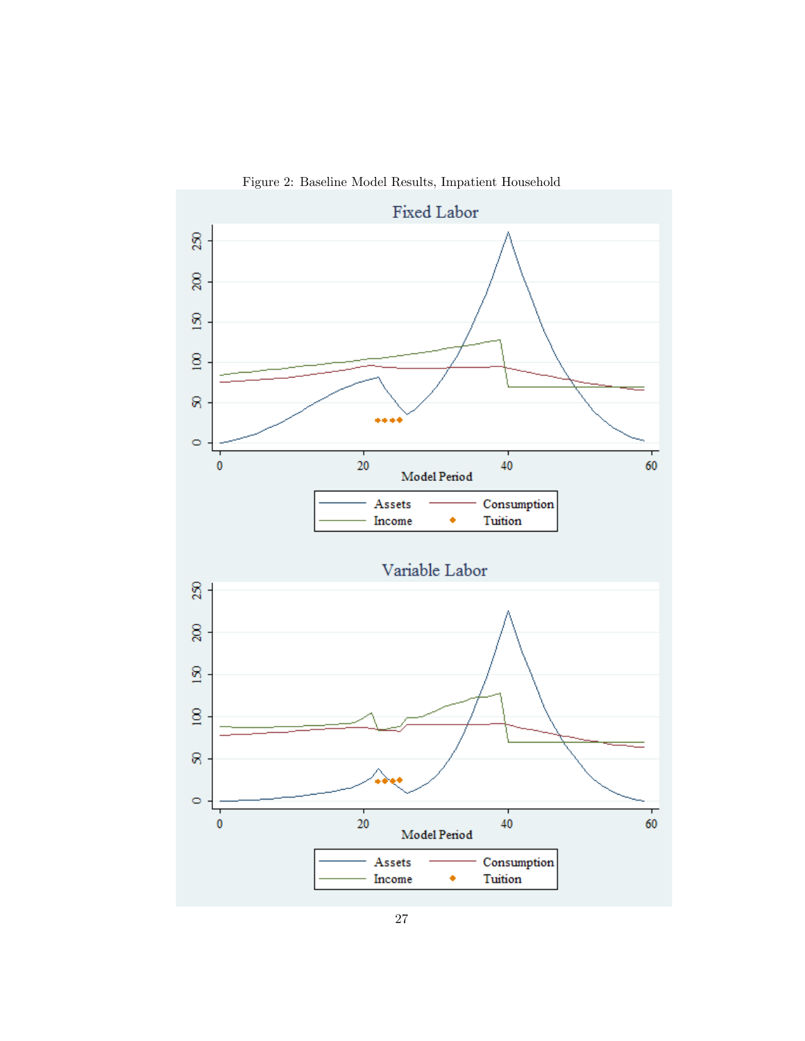Figure 2: Baseline Model Results, Impatient Household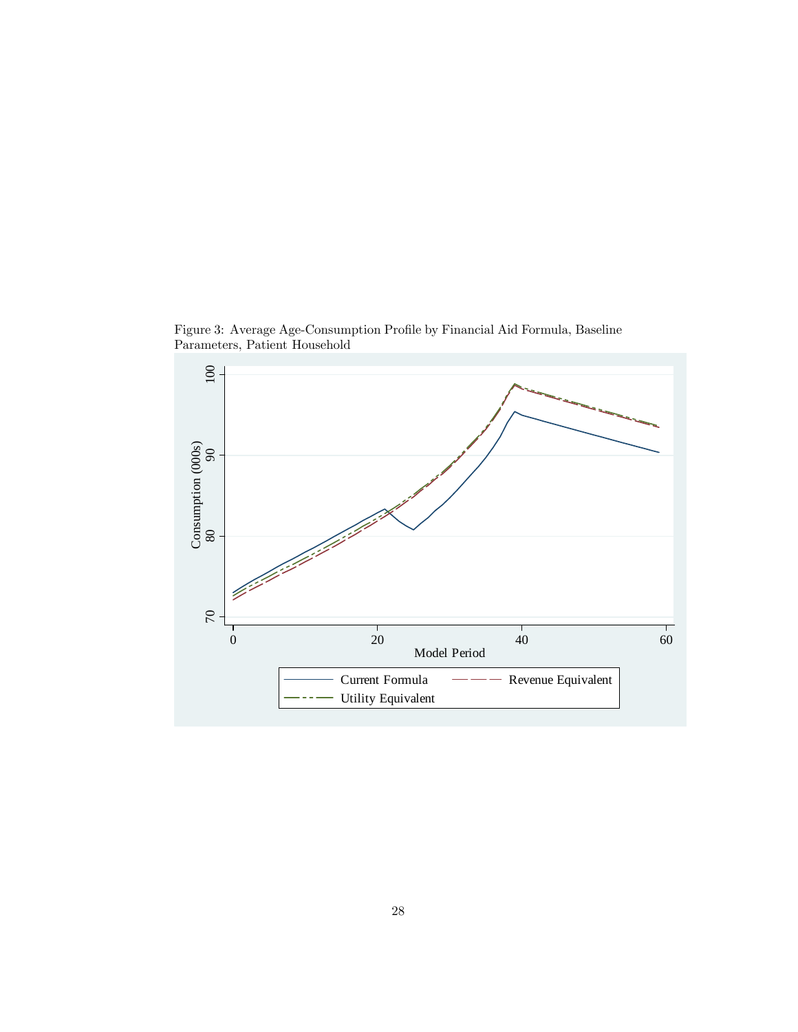Figure 3: Average Age-Consumption Profile by Financial Aid Formula, Baseline Parameters, Patient Household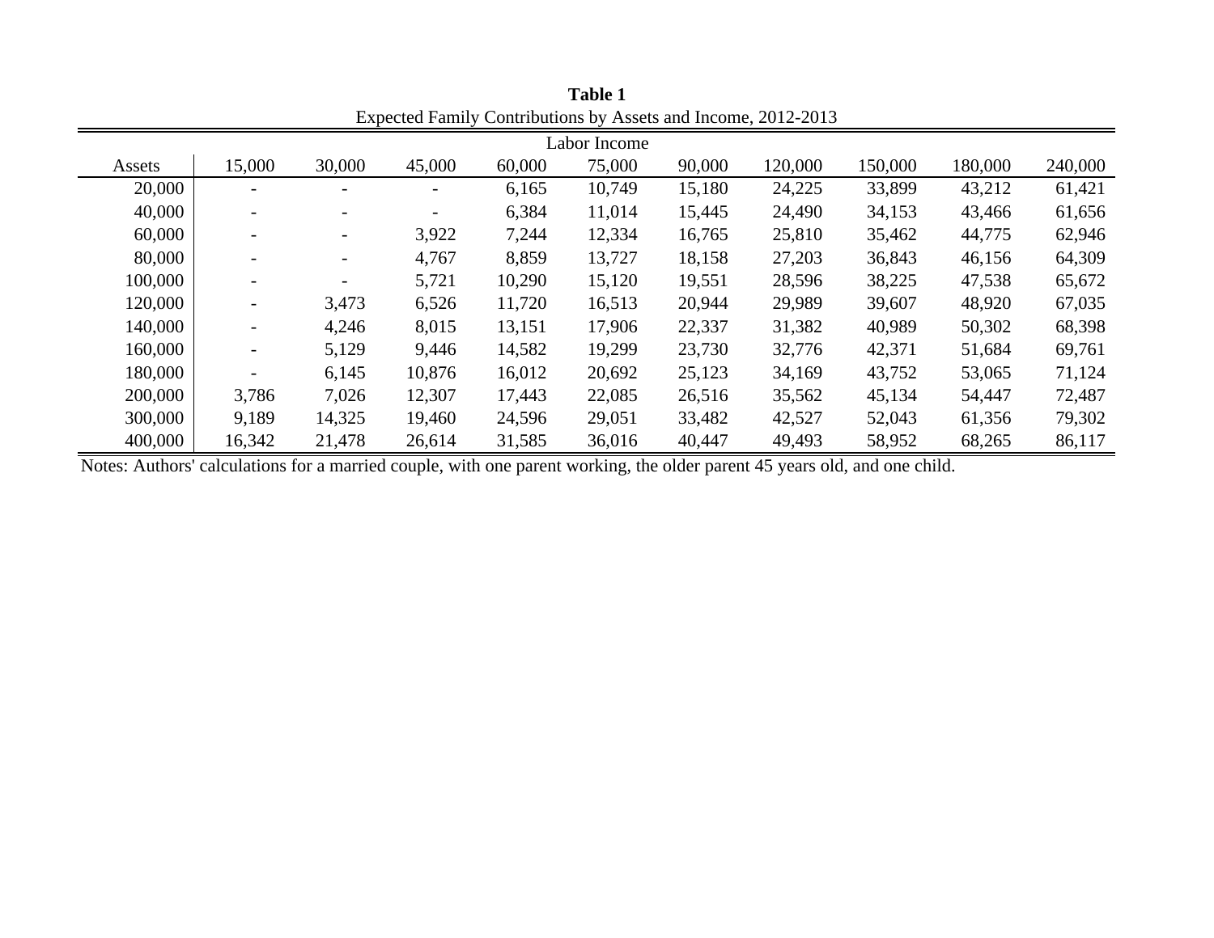**Table 1**

Expected Family Contributions by Assets and Income, 2012-2013

| | Labor Income | | | | | | | | | |
|---|---|---|---|---|---|---|---|---|---|---|
| Assets | 15,000 | 30,000 | 45,000 | 60,000 | 75,000 | 90,000 | 120,000 | 150,000 | 180,000 | 240,000 |
| 20,000 | - | - | - | 6,165 | 10,749 | 15,180 | 24,225 | 33,899 | 43,212 | 61,421 |
| 40,000 | - | - | - | 6,384 | 11,014 | 15,445 | 24,490 | 34,153 | 43,466 | 61,656 |
| 60,000 | - | - | 3,922 | 7,244 | 12,334 | 16,765 | 25,810 | 35,462 | 44,775 | 62,946 |
| 80,000 | - | - | 4,767 | 8,859 | 13,727 | 18,158 | 27,203 | 36,843 | 46,156 | 64,309 |
| 100,000 | - | - | 5,721 | 10,290 | 15,120 | 19,551 | 28,596 | 38,225 | 47,538 | 65,672 |
| 120,000 | - | 3,473 | 6,526 | 11,720 | 16,513 | 20,944 | 29,989 | 39,607 | 48,920 | 67,035 |
| 140,000 | - | 4,246 | 8,015 | 13,151 | 17,906 | 22,337 | 31,382 | 40,989 | 50,302 | 68,398 |
| 160,000 | - | 5,129 | 9,446 | 14,582 | 19,299 | 23,730 | 32,776 | 42,371 | 51,684 | 69,761 |
| 180,000 | - | 6,145 | 10,876 | 16,012 | 20,692 | 25,123 | 34,169 | 43,752 | 53,065 | 71,124 |
| 200,000 | 3,786 | 7,026 | 12,307 | 17,443 | 22,085 | 26,516 | 35,562 | 45,134 | 54,447 | 72,487 |
| 300,000 | 9,189 | 14,325 | 19,460 | 24,596 | 29,051 | 33,482 | 42,527 | 52,043 | 61,356 | 79,302 |
| 400,000 | 16,342 | 21,478 | 26,614 | 31,585 | 36,016 | 40,447 | 49,493 | 58,952 | 68,265 | 86,117 |

Notes: Authors' calculations for a married couple, with one parent working, the older parent 45 years old, and one child.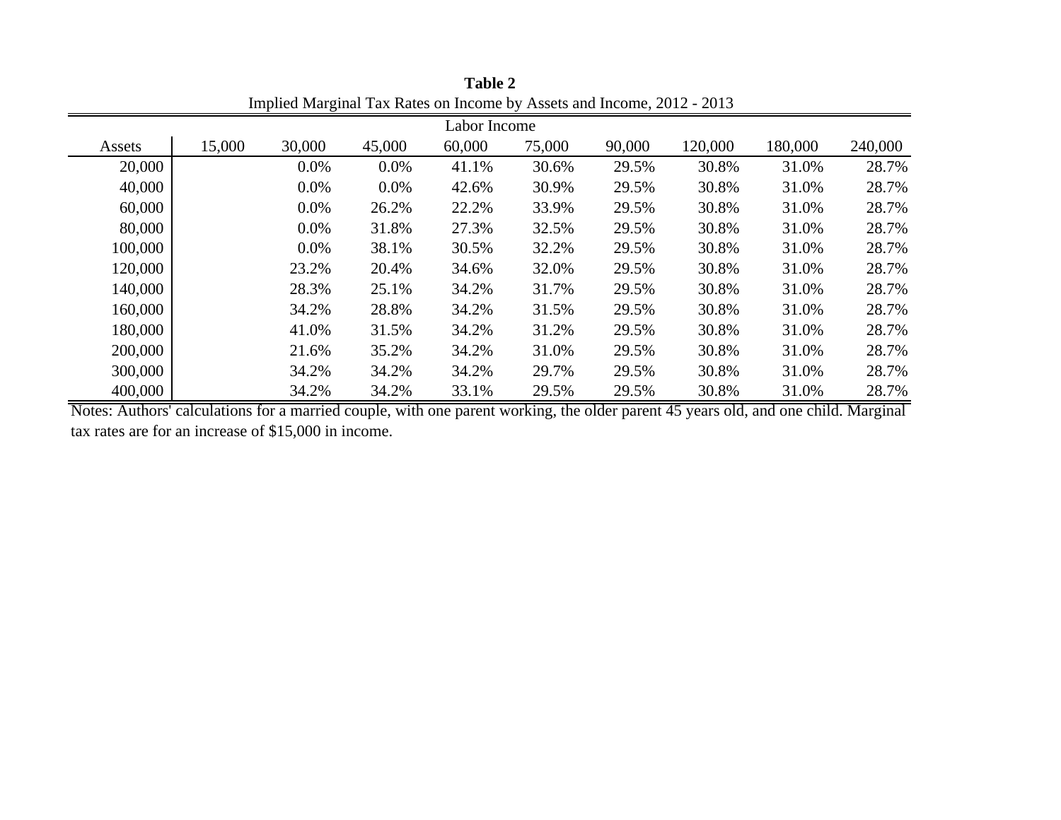**Table 2**

Implied Marginal Tax Rates on Income by Assets and Income, 2012 - 2013

| | Labor Income | | | | | | | | |
|---|---|---|---|---|---|---|---|---|---|
| Assets | 15,000 | 30,000 | 45,000 | 60,000 | 75,000 | 90,000 | 120,000 | 180,000 | 240,000 |
| 20,000 | | 0.0% | 0.0% | 41.1% | 30.6% | 29.5% | 30.8% | 31.0% | 28.7% |
| 40,000 | | 0.0% | 0.0% | 42.6% | 30.9% | 29.5% | 30.8% | 31.0% | 28.7% |
| 60,000 | | 0.0% | 26.2% | 22.2% | 33.9% | 29.5% | 30.8% | 31.0% | 28.7% |
| 80,000 | | 0.0% | 31.8% | 27.3% | 32.5% | 29.5% | 30.8% | 31.0% | 28.7% |
| 100,000 | | 0.0% | 38.1% | 30.5% | 32.2% | 29.5% | 30.8% | 31.0% | 28.7% |
| 120,000 | | 23.2% | 20.4% | 34.6% | 32.0% | 29.5% | 30.8% | 31.0% | 28.7% |
| 140,000 | | 28.3% | 25.1% | 34.2% | 31.7% | 29.5% | 30.8% | 31.0% | 28.7% |
| 160,000 | | 34.2% | 28.8% | 34.2% | 31.5% | 29.5% | 30.8% | 31.0% | 28.7% |
| 180,000 | | 41.0% | 31.5% | 34.2% | 31.2% | 29.5% | 30.8% | 31.0% | 28.7% |
| 200,000 | | 21.6% | 35.2% | 34.2% | 31.0% | 29.5% | 30.8% | 31.0% | 28.7% |
| 300,000 | | 34.2% | 34.2% | 34.2% | 29.7% | 29.5% | 30.8% | 31.0% | 28.7% |
| 400,000 | | 34.2% | 34.2% | 33.1% | 29.5% | 29.5% | 30.8% | 31.0% | 28.7% |

Notes: Authors' calculations for a married couple, with one parent working, the older parent 45 years old, and one child. Marginal tax rates are for an increase of $15,000 in income.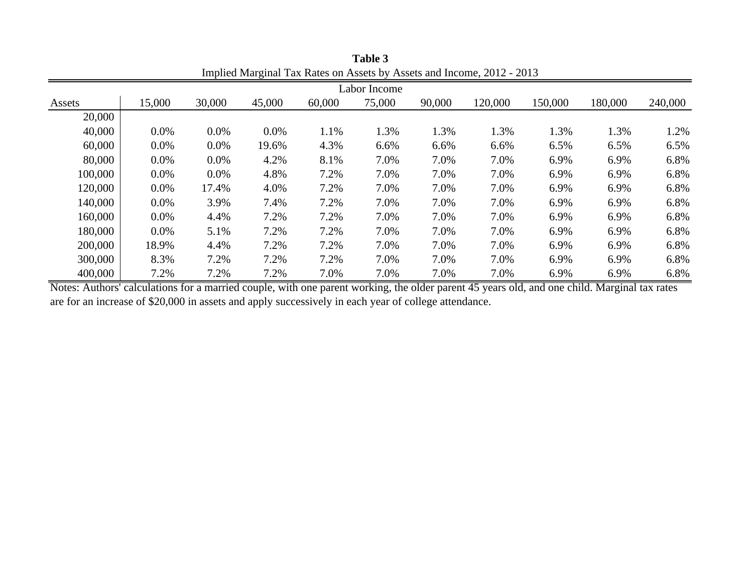**Table 3**

Implied Marginal Tax Rates on Assets by Assets and Income, 2012 - 2013

| | Labor Income | | | | | | | | | |
|---|---|---|---|---|---|---|---|---|---|---|
| Assets | 15,000 | 30,000 | 45,000 | 60,000 | 75,000 | 90,000 | 120,000 | 150,000 | 180,000 | 240,000 |
| 20,000 | | | | | | | | | | |
| 40,000 | 0.0% | 0.0% | 0.0% | 1.1% | 1.3% | 1.3% | 1.3% | 1.3% | 1.3% | 1.2% |
| 60,000 | 0.0% | 0.0% | 19.6% | 4.3% | 6.6% | 6.6% | 6.6% | 6.5% | 6.5% | 6.5% |
| 80,000 | 0.0% | 0.0% | 4.2% | 8.1% | 7.0% | 7.0% | 7.0% | 6.9% | 6.9% | 6.8% |
| 100,000 | 0.0% | 0.0% | 4.8% | 7.2% | 7.0% | 7.0% | 7.0% | 6.9% | 6.9% | 6.8% |
| 120,000 | 0.0% | 17.4% | 4.0% | 7.2% | 7.0% | 7.0% | 7.0% | 6.9% | 6.9% | 6.8% |
| 140,000 | 0.0% | 3.9% | 7.4% | 7.2% | 7.0% | 7.0% | 7.0% | 6.9% | 6.9% | 6.8% |
| 160,000 | 0.0% | 4.4% | 7.2% | 7.2% | 7.0% | 7.0% | 7.0% | 6.9% | 6.9% | 6.8% |
| 180,000 | 0.0% | 5.1% | 7.2% | 7.2% | 7.0% | 7.0% | 7.0% | 6.9% | 6.9% | 6.8% |
| 200,000 | 18.9% | 4.4% | 7.2% | 7.2% | 7.0% | 7.0% | 7.0% | 6.9% | 6.9% | 6.8% |
| 300,000 | 8.3% | 7.2% | 7.2% | 7.2% | 7.0% | 7.0% | 7.0% | 6.9% | 6.9% | 6.8% |
| 400,000 | 7.2% | 7.2% | 7.2% | 7.0% | 7.0% | 7.0% | 7.0% | 6.9% | 6.9% | 6.8% |

Notes: Authors' calculations for a married couple, with one parent working, the older parent 45 years old, and one child. Marginal tax rates are for an increase of $20,000 in assets and apply successively in each year of college attendance.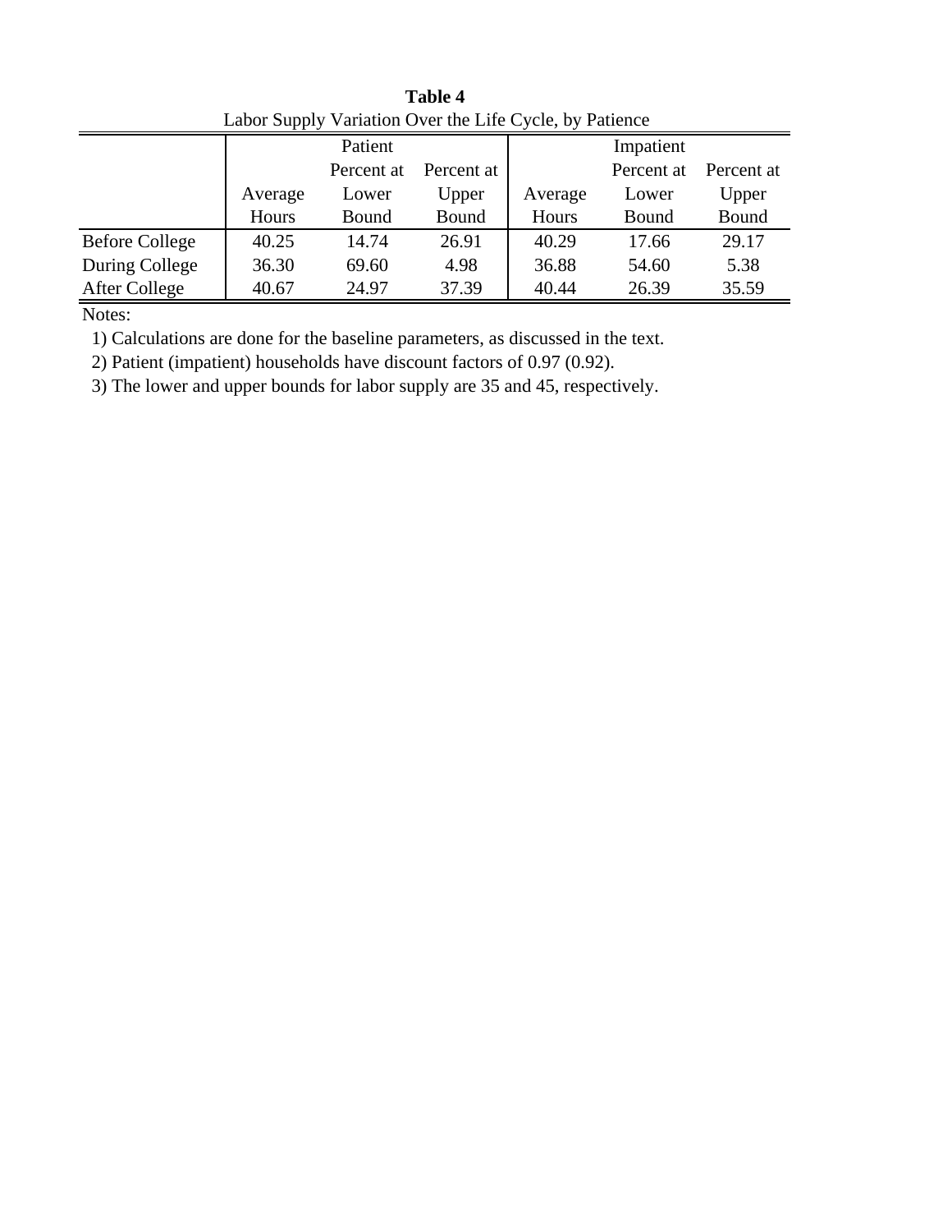**Table 4**

Labor Supply Variation Over the Life Cycle, by Patience

| | Patient | | | Impatient | | |
|---|---|---|---|---|---|---|
| | Average Hours | Percent at Lower Bound | Percent at Upper Bound | Average Hours | Percent at Lower Bound | Percent at Upper Bound |
| Before College | 40.25 | 14.74 | 26.91 | 40.29 | 17.66 | 29.17 |
| During College | 36.30 | 69.60 | 4.98 | 36.88 | 54.60 | 5.38 |
| After College | 40.67 | 24.97 | 37.39 | 40.44 | 26.39 | 35.59 |

Notes:

1) Calculations are done for the baseline parameters, as discussed in the text.

2) Patient (impatient) households have discount factors of 0.97 (0.92).

3) The lower and upper bounds for labor supply are 35 and 45, respectively.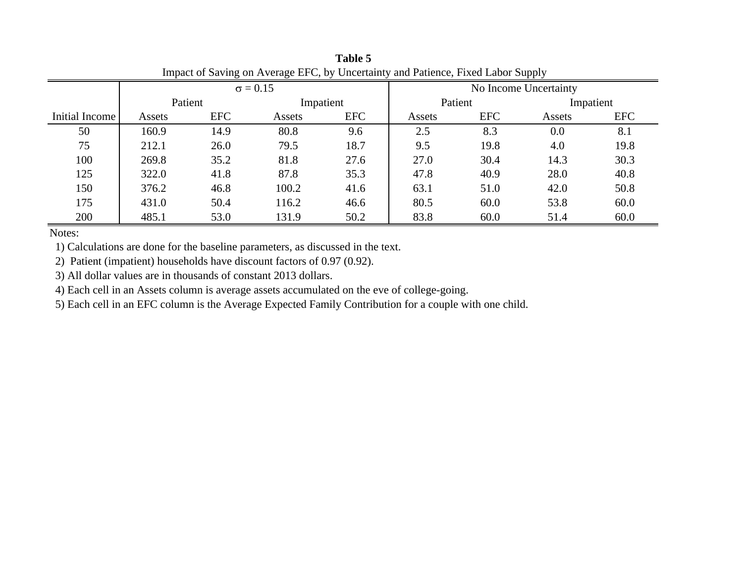**Table 5**

Impact of Saving on Average EFC, by Uncertainty and Patience, Fixed Labor Supply

| | $\sigma$ = 0.15 | | | | No Income Uncertainty | | | |
|---|---|---|---|---|---|---|---|---|
| | Patient | | Impatient | | Patient | | Impatient | |
| Initial Income | Assets | EFC | Assets | EFC | Assets | EFC | Assets | EFC |
| 50 | 160.9 | 14.9 | 80.8 | 9.6 | 2.5 | 8.3 | 0.0 | 8.1 |
| 75 | 212.1 | 26.0 | 79.5 | 18.7 | 9.5 | 19.8 | 4.0 | 19.8 |
| 100 | 269.8 | 35.2 | 81.8 | 27.6 | 27.0 | 30.4 | 14.3 | 30.3 |
| 125 | 322.0 | 41.8 | 87.8 | 35.3 | 47.8 | 40.9 | 28.0 | 40.8 |
| 150 | 376.2 | 46.8 | 100.2 | 41.6 | 63.1 | 51.0 | 42.0 | 50.8 |
| 175 | 431.0 | 50.4 | 116.2 | 46.6 | 80.5 | 60.0 | 53.8 | 60.0 |
| 200 | 485.1 | 53.0 | 131.9 | 50.2 | 83.8 | 60.0 | 51.4 | 60.0 |

Notes:

1) Calculations are done for the baseline parameters, as discussed in the text.

2) Patient (impatient) households have discount factors of 0.97 (0.92).

3) All dollar values are in thousands of constant 2013 dollars.

4) Each cell in an Assets column is average assets accumulated on the eve of college-going.

5) Each cell in an EFC column is the Average Expected Family Contribution for a couple with one child.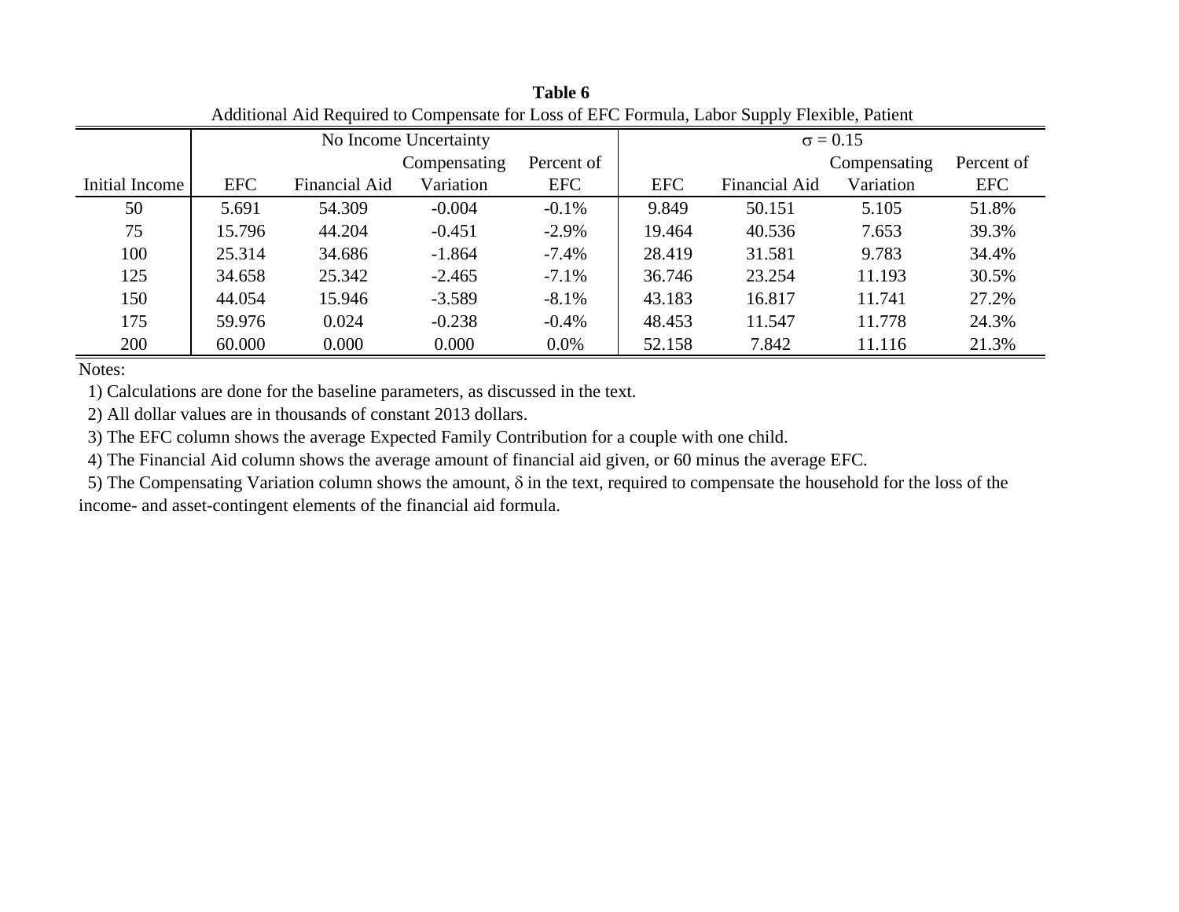**Table 6**

Additional Aid Required to Compensate for Loss of EFC Formula, Labor Supply Flexible, Patient

| | No Income Uncertainty | | | | $\sigma = 0.15$ | | | |
|---|---|---|---|---|---|---|---|---|
| Initial Income | EFC | Financial Aid | Compensating Variation | Percent of EFC | EFC | Financial Aid | Compensating Variation | Percent of EFC |
| 50 | 5.691 | 54.309 | -0.004 | -0.1% | 9.849 | 50.151 | 5.105 | 51.8% |
| 75 | 15.796 | 44.204 | -0.451 | -2.9% | 19.464 | 40.536 | 7.653 | 39.3% |
| 100 | 25.314 | 34.686 | -1.864 | -7.4% | 28.419 | 31.581 | 9.783 | 34.4% |
| 125 | 34.658 | 25.342 | -2.465 | -7.1% | 36.746 | 23.254 | 11.193 | 30.5% |
| 150 | 44.054 | 15.946 | -3.589 | -8.1% | 43.183 | 16.817 | 11.741 | 27.2% |
| 175 | 59.976 | 0.024 | -0.238 | -0.4% | 48.453 | 11.547 | 11.778 | 24.3% |
| 200 | 60.000 | 0.000 | 0.000 | 0.0% | 52.158 | 7.842 | 11.116 | 21.3% |

Notes:

1) Calculations are done for the baseline parameters, as discussed in the text.

2) All dollar values are in thousands of constant 2013 dollars.

3) The EFC column shows the average Expected Family Contribution for a couple with one child.

4) The Financial Aid column shows the average amount of financial aid given, or 60 minus the average EFC.

5) The Compensating Variation column shows the amount, $\delta$ in the text, required to compensate the household for the loss of the income- and asset-contingent elements of the financial aid formula.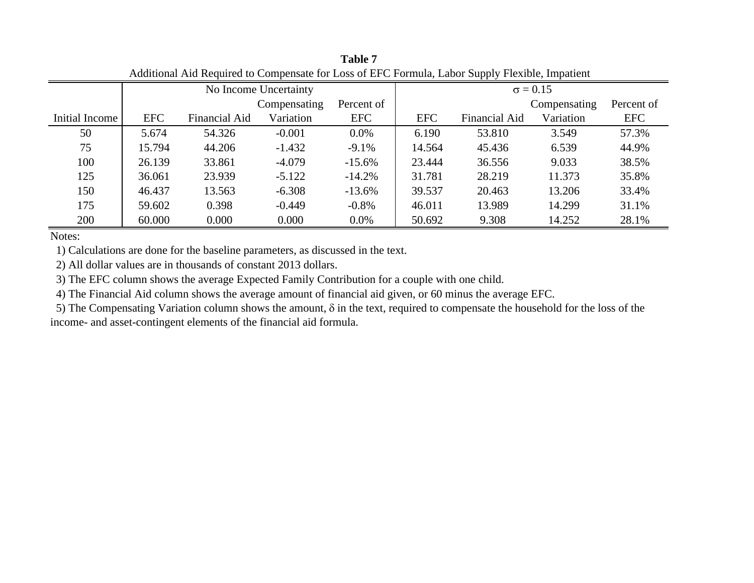**Table 7**

Additional Aid Required to Compensate for Loss of EFC Formula, Labor Supply Flexible, Impatient

| | No Income Uncertainty | | | | $\sigma = 0.15$ | | | |
|---|---|---|---|---|---|---|---|---|
| Initial Income | EFC | Financial Aid | Compensating Variation | Percent of EFC | EFC | Financial Aid | Compensating Variation | Percent of EFC |
| 50 | 5.674 | 54.326 | -0.001 | 0.0% | 6.190 | 53.810 | 3.549 | 57.3% |
| 75 | 15.794 | 44.206 | -1.432 | -9.1% | 14.564 | 45.436 | 6.539 | 44.9% |
| 100 | 26.139 | 33.861 | -4.079 | -15.6% | 23.444 | 36.556 | 9.033 | 38.5% |
| 125 | 36.061 | 23.939 | -5.122 | -14.2% | 31.781 | 28.219 | 11.373 | 35.8% |
| 150 | 46.437 | 13.563 | -6.308 | -13.6% | 39.537 | 20.463 | 13.206 | 33.4% |
| 175 | 59.602 | 0.398 | -0.449 | -0.8% | 46.011 | 13.989 | 14.299 | 31.1% |
| 200 | 60.000 | 0.000 | 0.000 | 0.0% | 50.692 | 9.308 | 14.252 | 28.1% |

Notes:

1) Calculations are done for the baseline parameters, as discussed in the text.

2) All dollar values are in thousands of constant 2013 dollars.

3) The EFC column shows the average Expected Family Contribution for a couple with one child.

4) The Financial Aid column shows the average amount of financial aid given, or 60 minus the average EFC.

5) The Compensating Variation column shows the amount, $\delta$ in the text, required to compensate the household for the loss of the income- and asset-contingent elements of the financial aid formula.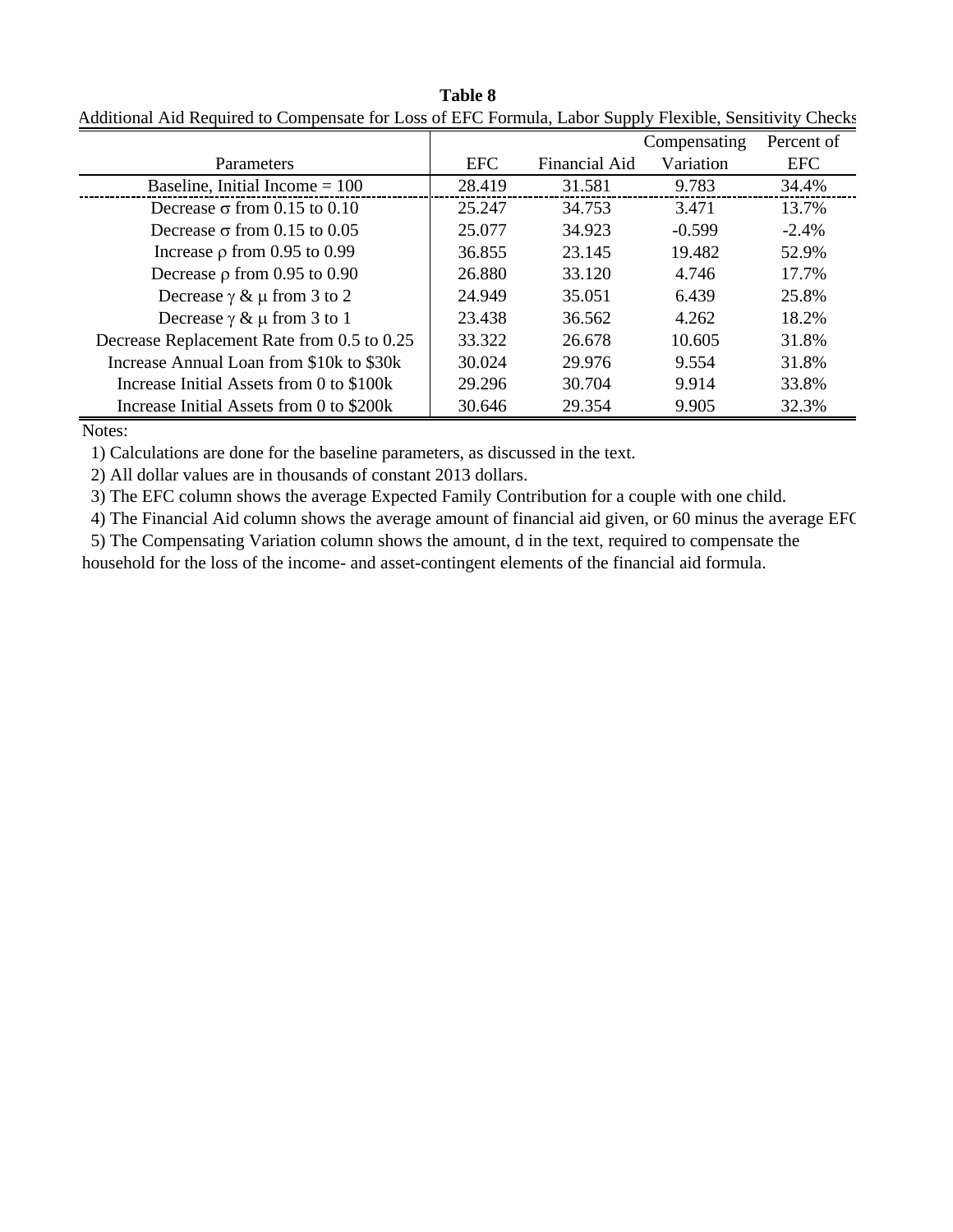**Table 8**

Additional Aid Required to Compensate for Loss of EFC Formula, Labor Supply Flexible, Sensitivity Checks

| Parameters | EFC | Financial Aid | Compensating Variation | Percent of EFC |
|---|---|---|---|---|
| Baseline, Initial Income = 100 | 28.419 | 31.581 | 9.783 | 34.4% |
| Decrease $\sigma$ from 0.15 to 0.10 | 25.247 | 34.753 | 3.471 | 13.7% |
| Decrease $\sigma$ from 0.15 to 0.05 | 25.077 | 34.923 | -0.599 | -2.4% |
| Increase $\rho$ from 0.95 to 0.99 | 36.855 | 23.145 | 19.482 | 52.9% |
| Decrease $\rho$ from 0.95 to 0.90 | 26.880 | 33.120 | 4.746 | 17.7% |
| Decrease $\gamma$ & $\mu$ from 3 to 2 | 24.949 | 35.051 | 6.439 | 25.8% |
| Decrease $\gamma$ & $\mu$ from 3 to 1 | 23.438 | 36.562 | 4.262 | 18.2% |
| Decrease Replacement Rate from 0.5 to 0.25 | 33.322 | 26.678 | 10.605 | 31.8% |
| Increase Annual Loan from $10k to $30k | 30.024 | 29.976 | 9.554 | 31.8% |
| Increase Initial Assets from 0 to $100k | 29.296 | 30.704 | 9.914 | 33.8% |
| Increase Initial Assets from 0 to $200k | 30.646 | 29.354 | 9.905 | 32.3% |

Notes:

1) Calculations are done for the baseline parameters, as discussed in the text.

2) All dollar values are in thousands of constant 2013 dollars.

3) The EFC column shows the average Expected Family Contribution for a couple with one child.

4) The Financial Aid column shows the average amount of financial aid given, or 60 minus the average EFC

5) The Compensating Variation column shows the amount, d in the text, required to compensate the household for the loss of the income- and asset-contingent elements of the financial aid formula.